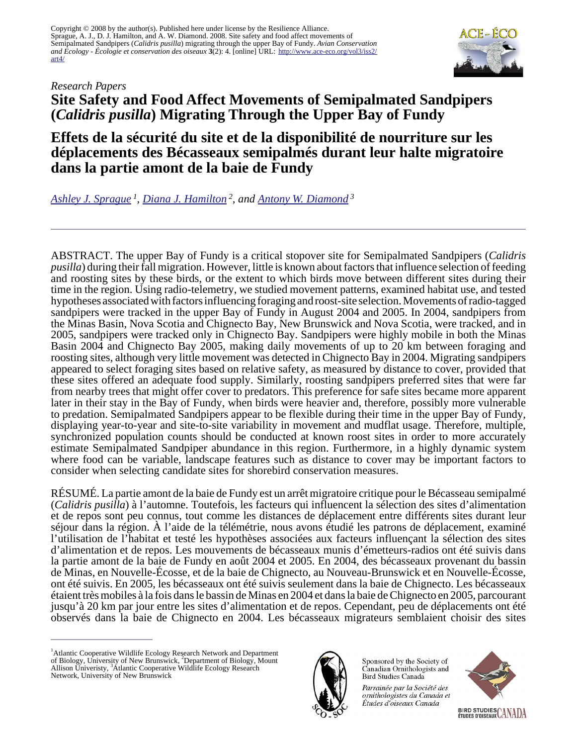Copyright © 2008 by the author(s). Published here under license by the Resilience Alliance.
Sprague, A. J., D. J. Hamilton, and A. W. Diamond. 2008. Site safety and food affect movements of Semipalmated Sandpipers (*Calidris pusilla*) migrating through the upper Bay of Fundy. *Avian Conservation and Ecology - Écologie et conservation des oiseaux* **3**(2): 4. [online] URL: http://www.ace-eco.org/vol3/iss2/art4/

*Research Papers*

# Site Safety and Food Affect Movements of Semipalmated Sandpipers (*Calidris pusilla*) Migrating Through the Upper Bay of Fundy

# Effets de la sécurité du site et de la disponibilité de nourriture sur les déplacements des Bécasseaux semipalmés durant leur halte migratoire dans la partie amont de la baie de Fundy

*Ashley J. Sprague* [1], *Diana J. Hamilton* [2], *and Antony W. Diamond* [3]

---

ABSTRACT. The upper Bay of Fundy is a critical stopover site for Semipalmated Sandpipers (*Calidris pusilla*) during their fall migration. However, little is known about factors that influence selection of feeding and roosting sites by these birds, or the extent to which birds move between different sites during their time in the region. Using radio-telemetry, we studied movement patterns, examined habitat use, and tested hypotheses associated with factors influencing foraging and roost-site selection. Movements of radio-tagged sandpipers were tracked in the upper Bay of Fundy in August 2004 and 2005. In 2004, sandpipers from the Minas Basin, Nova Scotia and Chignecto Bay, New Brunswick and Nova Scotia, were tracked, and in 2005, sandpipers were tracked only in Chignecto Bay. Sandpipers were highly mobile in both the Minas Basin 2004 and Chignecto Bay 2005, making daily movements of up to 20 km between foraging and roosting sites, although very little movement was detected in Chignecto Bay in 2004. Migrating sandpipers appeared to select foraging sites based on relative safety, as measured by distance to cover, provided that these sites offered an adequate food supply. Similarly, roosting sandpipers preferred sites that were far from nearby trees that might offer cover to predators. This preference for safe sites became more apparent later in their stay in the Bay of Fundy, when birds were heavier and, therefore, possibly more vulnerable to predation. Semipalmated Sandpipers appear to be flexible during their time in the upper Bay of Fundy, displaying year-to-year and site-to-site variability in movement and mudflat usage. Therefore, multiple, synchronized population counts should be conducted at known roost sites in order to more accurately estimate Semipalmated Sandpiper abundance in this region. Furthermore, in a highly dynamic system where food can be variable, landscape features such as distance to cover may be important factors to consider when selecting candidate sites for shorebird conservation measures.

RÉSUMÉ. La partie amont de la baie de Fundy est un arrêt migratoire critique pour le Bécasseau semipalmé (*Calidris pusilla*) à l'automne. Toutefois, les facteurs qui influencent la sélection des sites d'alimentation et de repos sont peu connus, tout comme les distances de déplacement entre différents sites durant leur séjour dans la région. À l'aide de la télémétrie, nous avons étudié les patrons de déplacement, examiné l'utilisation de l'habitat et testé les hypothèses associées aux facteurs influençant la sélection des sites d'alimentation et de repos. Les mouvements de bécasseaux munis d'émetteurs-radios ont été suivis dans la partie amont de la baie de Fundy en août 2004 et 2005. En 2004, des bécasseaux provenant du bassin de Minas, en Nouvelle-Écosse, et de la baie de Chignecto, au Nouveau-Brunswick et en Nouvelle-Écosse, ont été suivis. En 2005, les bécasseaux ont été suivis seulement dans la baie de Chignecto. Les bécasseaux étaient très mobiles à la fois dans le bassin de Minas en 2004 et dans la baie de Chignecto en 2005, parcourant jusqu'à 20 km par jour entre les sites d'alimentation et de repos. Cependant, peu de déplacements ont été observés dans la baie de Chignecto en 2004. Les bécasseaux migrateurs semblaient choisir des sites

---

[1] Atlantic Cooperative Wildlife Ecology Research Network and Department of Biology, University of New Brunswick, [2] Department of Biology, Mount Allison Univeristy, [3] Atlantic Cooperative Wildlife Ecology Research Network, University of New Brunswick

Sponsored by the Society of Canadian Ornithologists and Bird Studies Canada

*Parrainée par la Société des ornithologistes du Canada et Études d'oiseaux Canada*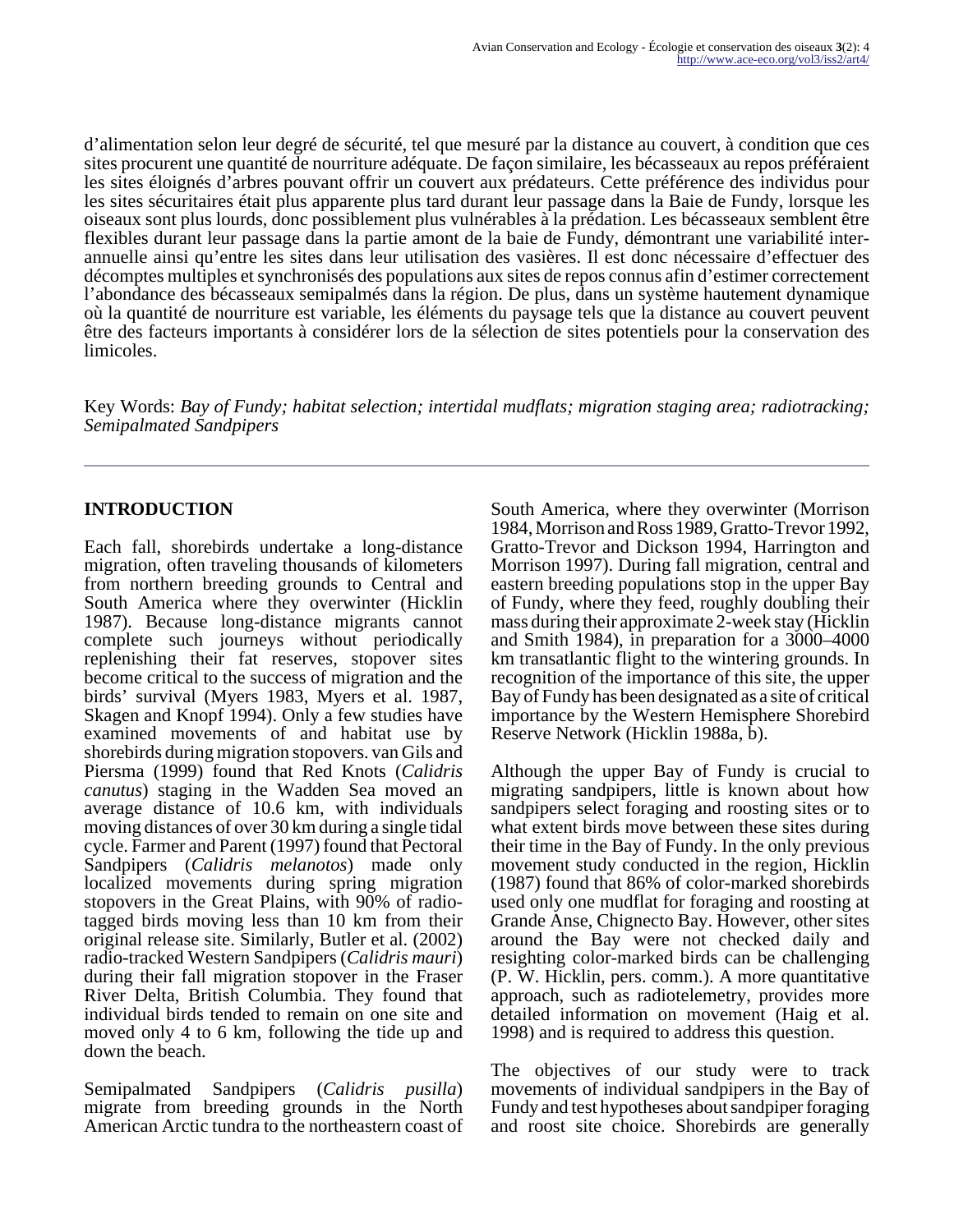d'alimentation selon leur degré de sécurité, tel que mesuré par la distance au couvert, à condition que ces sites procurent une quantité de nourriture adéquate. De façon similaire, les bécasseaux au repos préféraient les sites éloignés d'arbres pouvant offrir un couvert aux prédateurs. Cette préférence des individus pour les sites sécuritaires était plus apparente plus tard durant leur passage dans la Baie de Fundy, lorsque les oiseaux sont plus lourds, donc possiblement plus vulnérables à la prédation. Les bécasseaux semblent être flexibles durant leur passage dans la partie amont de la baie de Fundy, démontrant une variabilité inter-annuelle ainsi qu'entre les sites dans leur utilisation des vasières. Il est donc nécessaire d'effectuer des décomptes multiples et synchronisés des populations aux sites de repos connus afin d'estimer correctement l'abondance des bécasseaux semipalmés dans la région. De plus, dans un système hautement dynamique où la quantité de nourriture est variable, les éléments du paysage tels que la distance au couvert peuvent être des facteurs importants à considérer lors de la sélection de sites potentiels pour la conservation des limicoles.

Key Words: *Bay of Fundy; habitat selection; intertidal mudflats; migration staging area; radiotracking; Semipalmated Sandpipers*

## INTRODUCTION

Each fall, shorebirds undertake a long-distance migration, often traveling thousands of kilometers from northern breeding grounds to Central and South America where they overwinter (Hicklin 1987). Because long-distance migrants cannot complete such journeys without periodically replenishing their fat reserves, stopover sites become critical to the success of migration and the birds' survival (Myers 1983, Myers et al. 1987, Skagen and Knopf 1994). Only a few studies have examined movements of and habitat use by shorebirds during migration stopovers. van Gils and Piersma (1999) found that Red Knots (*Calidris canutus*) staging in the Wadden Sea moved an average distance of 10.6 km, with individuals moving distances of over 30 km during a single tidal cycle. Farmer and Parent (1997) found that Pectoral Sandpipers (*Calidris melanotos*) made only localized movements during spring migration stopovers in the Great Plains, with 90% of radio-tagged birds moving less than 10 km from their original release site. Similarly, Butler et al. (2002) radio-tracked Western Sandpipers (*Calidris mauri*) during their fall migration stopover in the Fraser River Delta, British Columbia. They found that individual birds tended to remain on one site and moved only 4 to 6 km, following the tide up and down the beach.

Semipalmated Sandpipers (*Calidris pusilla*) migrate from breeding grounds in the North American Arctic tundra to the northeastern coast of South America, where they overwinter (Morrison 1984, Morrison and Ross 1989, Gratto-Trevor 1992, Gratto-Trevor and Dickson 1994, Harrington and Morrison 1997). During fall migration, central and eastern breeding populations stop in the upper Bay of Fundy, where they feed, roughly doubling their mass during their approximate 2-week stay (Hicklin and Smith 1984), in preparation for a 3000–4000 km transatlantic flight to the wintering grounds. In recognition of the importance of this site, the upper Bay of Fundy has been designated as a site of critical importance by the Western Hemisphere Shorebird Reserve Network (Hicklin 1988a, b).

Although the upper Bay of Fundy is crucial to migrating sandpipers, little is known about how sandpipers select foraging and roosting sites or to what extent birds move between these sites during their time in the Bay of Fundy. In the only previous movement study conducted in the region, Hicklin (1987) found that 86% of color-marked shorebirds used only one mudflat for foraging and roosting at Grande Anse, Chignecto Bay. However, other sites around the Bay were not checked daily and resighting color-marked birds can be challenging (P. W. Hicklin, pers. comm.). A more quantitative approach, such as radiotelemetry, provides more detailed information on movement (Haig et al. 1998) and is required to address this question.

The objectives of our study were to track movements of individual sandpipers in the Bay of Fundy and test hypotheses about sandpiper foraging and roost site choice. Shorebirds are generally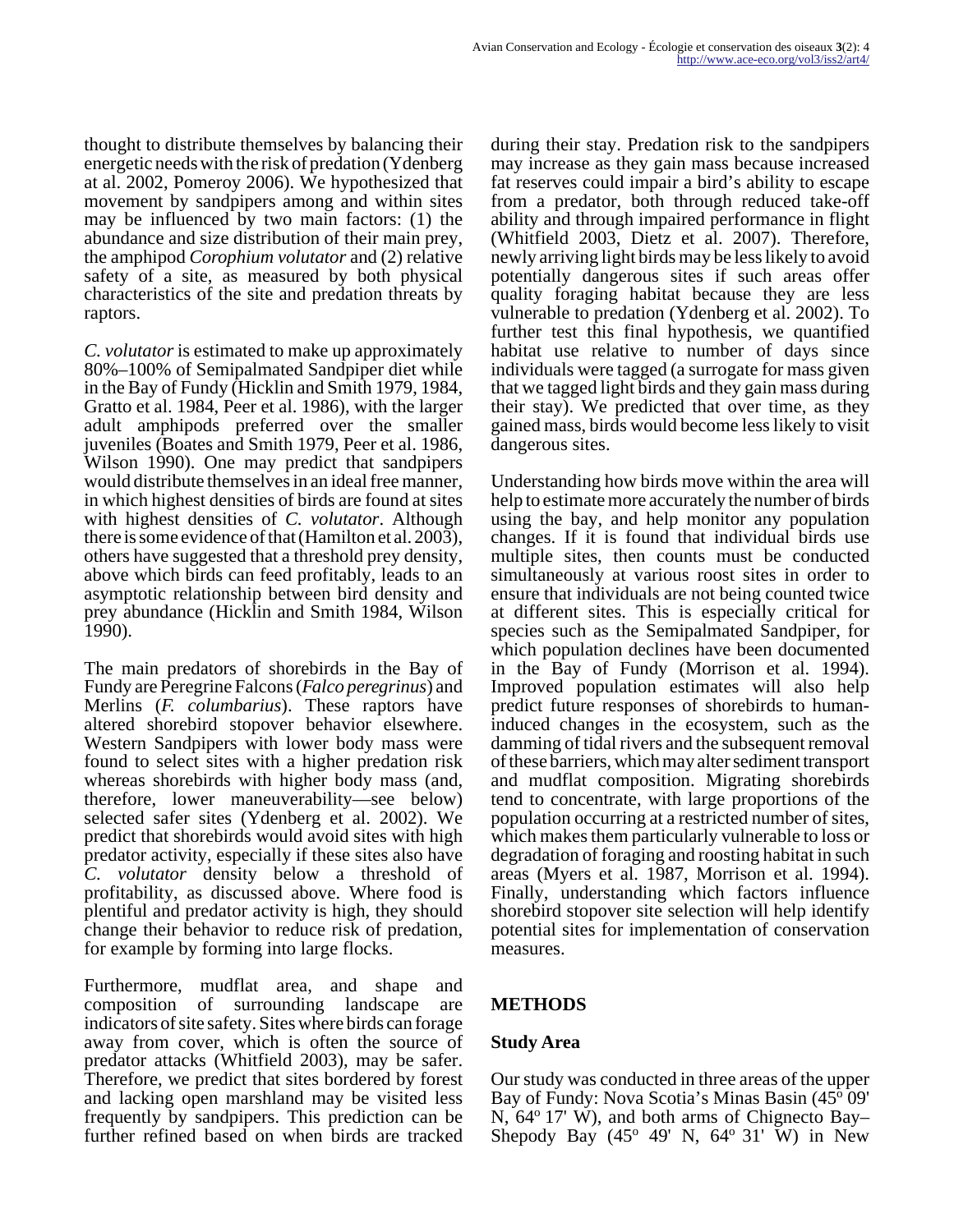thought to distribute themselves by balancing their energetic needs with the risk of predation (Ydenberg at al. 2002, Pomeroy 2006). We hypothesized that movement by sandpipers among and within sites may be influenced by two main factors: (1) the abundance and size distribution of their main prey, the amphipod *Corophium volutator* and (2) relative safety of a site, as measured by both physical characteristics of the site and predation threats by raptors.

*C. volutator* is estimated to make up approximately 80%–100% of Semipalmated Sandpiper diet while in the Bay of Fundy (Hicklin and Smith 1979, 1984, Gratto et al. 1984, Peer et al. 1986), with the larger adult amphipods preferred over the smaller juveniles (Boates and Smith 1979, Peer et al. 1986, Wilson 1990). One may predict that sandpipers would distribute themselves in an ideal free manner, in which highest densities of birds are found at sites with highest densities of *C. volutator*. Although there is some evidence of that (Hamilton et al. 2003), others have suggested that a threshold prey density, above which birds can feed profitably, leads to an asymptotic relationship between bird density and prey abundance (Hicklin and Smith 1984, Wilson 1990).

The main predators of shorebirds in the Bay of Fundy are Peregrine Falcons (*Falco peregrinus*) and Merlins (*F. columbarius*). These raptors have altered shorebird stopover behavior elsewhere. Western Sandpipers with lower body mass were found to select sites with a higher predation risk whereas shorebirds with higher body mass (and, therefore, lower maneuverability—see below) selected safer sites (Ydenberg et al. 2002). We predict that shorebirds would avoid sites with high predator activity, especially if these sites also have *C. volutator* density below a threshold of profitability, as discussed above. Where food is plentiful and predator activity is high, they should change their behavior to reduce risk of predation, for example by forming into large flocks.

Furthermore, mudflat area, and shape and composition of surrounding landscape are indicators of site safety. Sites where birds can forage away from cover, which is often the source of predator attacks (Whitfield 2003), may be safer. Therefore, we predict that sites bordered by forest and lacking open marshland may be visited less frequently by sandpipers. This prediction can be further refined based on when birds are tracked during their stay. Predation risk to the sandpipers may increase as they gain mass because increased fat reserves could impair a bird's ability to escape from a predator, both through reduced take-off ability and through impaired performance in flight (Whitfield 2003, Dietz et al. 2007). Therefore, newly arriving light birds may be less likely to avoid potentially dangerous sites if such areas offer quality foraging habitat because they are less vulnerable to predation (Ydenberg et al. 2002). To further test this final hypothesis, we quantified habitat use relative to number of days since individuals were tagged (a surrogate for mass given that we tagged light birds and they gain mass during their stay). We predicted that over time, as they gained mass, birds would become less likely to visit dangerous sites.

Understanding how birds move within the area will help to estimate more accurately the number of birds using the bay, and help monitor any population changes. If it is found that individual birds use multiple sites, then counts must be conducted simultaneously at various roost sites in order to ensure that individuals are not being counted twice at different sites. This is especially critical for species such as the Semipalmated Sandpiper, for which population declines have been documented in the Bay of Fundy (Morrison et al. 1994). Improved population estimates will also help predict future responses of shorebirds to human-induced changes in the ecosystem, such as the damming of tidal rivers and the subsequent removal of these barriers, which may alter sediment transport and mudflat composition. Migrating shorebirds tend to concentrate, with large proportions of the population occurring at a restricted number of sites, which makes them particularly vulnerable to loss or degradation of foraging and roosting habitat in such areas (Myers et al. 1987, Morrison et al. 1994). Finally, understanding which factors influence shorebird stopover site selection will help identify potential sites for implementation of conservation measures.

## METHODS

### Study Area

Our study was conducted in three areas of the upper Bay of Fundy: Nova Scotia's Minas Basin (45° 09' N, 64° 17' W), and both arms of Chignecto Bay–Shepody Bay (45° 49' N, 64° 31' W) in New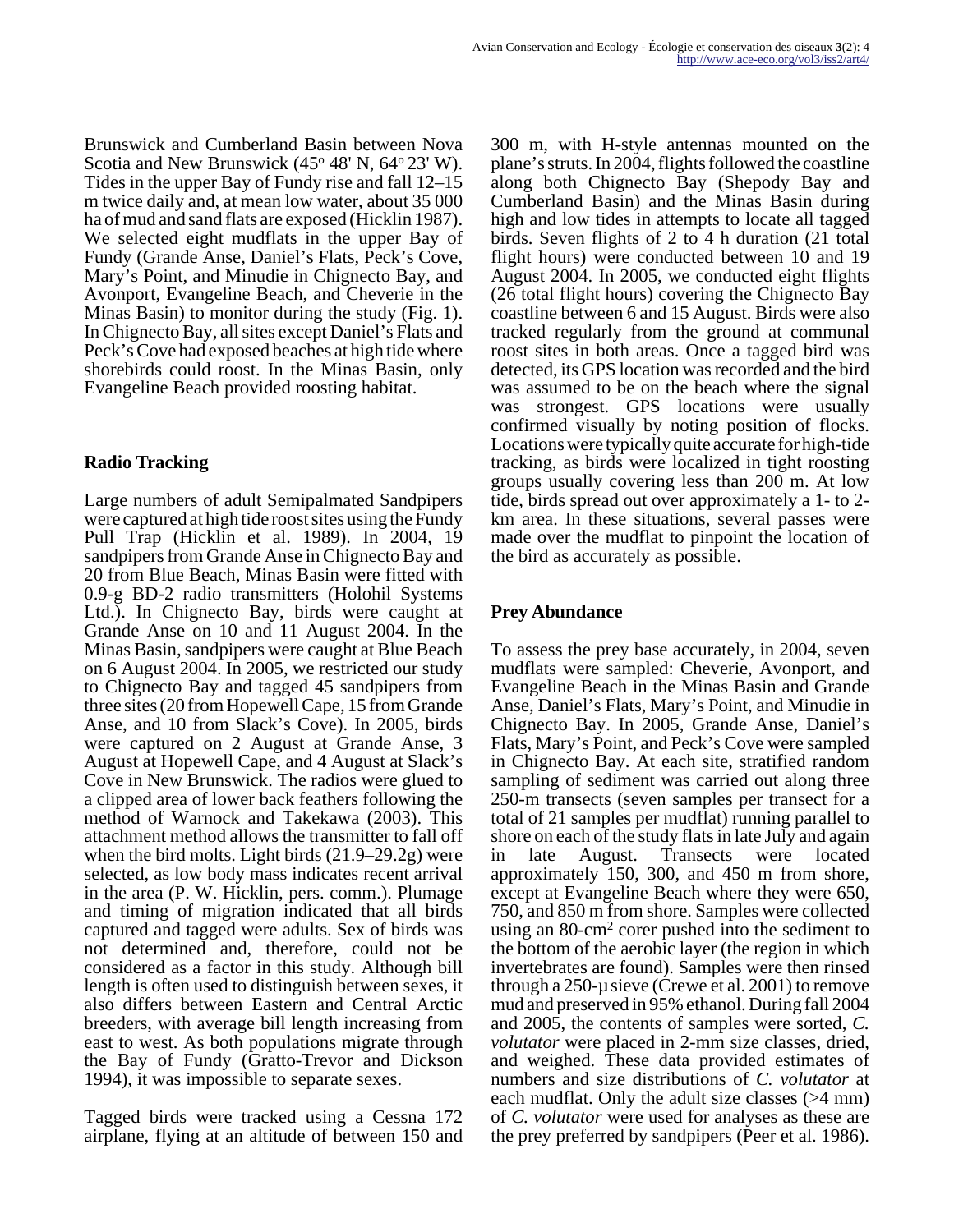Brunswick and Cumberland Basin between Nova Scotia and New Brunswick (45° 48' N, 64° 23' W). Tides in the upper Bay of Fundy rise and fall 12–15 m twice daily and, at mean low water, about 35 000 ha of mud and sand flats are exposed (Hicklin 1987). We selected eight mudflats in the upper Bay of Fundy (Grande Anse, Daniel's Flats, Peck's Cove, Mary's Point, and Minudie in Chignecto Bay, and Avonport, Evangeline Beach, and Cheverie in the Minas Basin) to monitor during the study (Fig. 1). In Chignecto Bay, all sites except Daniel's Flats and Peck's Cove had exposed beaches at high tide where shorebirds could roost. In the Minas Basin, only Evangeline Beach provided roosting habitat.

### Radio Tracking

Large numbers of adult Semipalmated Sandpipers were captured at high tide roost sites using the Fundy Pull Trap (Hicklin et al. 1989). In 2004, 19 sandpipers from Grande Anse in Chignecto Bay and 20 from Blue Beach, Minas Basin were fitted with 0.9-g BD-2 radio transmitters (Holohil Systems Ltd.). In Chignecto Bay, birds were caught at Grande Anse on 10 and 11 August 2004. In the Minas Basin, sandpipers were caught at Blue Beach on 6 August 2004. In 2005, we restricted our study to Chignecto Bay and tagged 45 sandpipers from three sites (20 from Hopewell Cape, 15 from Grande Anse, and 10 from Slack's Cove). In 2005, birds were captured on 2 August at Grande Anse, 3 August at Hopewell Cape, and 4 August at Slack's Cove in New Brunswick. The radios were glued to a clipped area of lower back feathers following the method of Warnock and Takekawa (2003). This attachment method allows the transmitter to fall off when the bird molts. Light birds (21.9–29.2g) were selected, as low body mass indicates recent arrival in the area (P. W. Hicklin, pers. comm.). Plumage and timing of migration indicated that all birds captured and tagged were adults. Sex of birds was not determined and, therefore, could not be considered as a factor in this study. Although bill length is often used to distinguish between sexes, it also differs between Eastern and Central Arctic breeders, with average bill length increasing from east to west. As both populations migrate through the Bay of Fundy (Gratto-Trevor and Dickson 1994), it was impossible to separate sexes.

Tagged birds were tracked using a Cessna 172 airplane, flying at an altitude of between 150 and 300 m, with H-style antennas mounted on the plane's struts. In 2004, flights followed the coastline along both Chignecto Bay (Shepody Bay and Cumberland Basin) and the Minas Basin during high and low tides in attempts to locate all tagged birds. Seven flights of 2 to 4 h duration (21 total flight hours) were conducted between 10 and 19 August 2004. In 2005, we conducted eight flights (26 total flight hours) covering the Chignecto Bay coastline between 6 and 15 August. Birds were also tracked regularly from the ground at communal roost sites in both areas. Once a tagged bird was detected, its GPS location was recorded and the bird was assumed to be on the beach where the signal was strongest. GPS locations were usually confirmed visually by noting position of flocks. Locations were typically quite accurate for high-tide tracking, as birds were localized in tight roosting groups usually covering less than 200 m. At low tide, birds spread out over approximately a 1- to 2-km area. In these situations, several passes were made over the mudflat to pinpoint the location of the bird as accurately as possible.

### Prey Abundance

To assess the prey base accurately, in 2004, seven mudflats were sampled: Cheverie, Avonport, and Evangeline Beach in the Minas Basin and Grande Anse, Daniel's Flats, Mary's Point, and Minudie in Chignecto Bay. In 2005, Grande Anse, Daniel's Flats, Mary's Point, and Peck's Cove were sampled in Chignecto Bay. At each site, stratified random sampling of sediment was carried out along three 250-m transects (seven samples per transect for a total of 21 samples per mudflat) running parallel to shore on each of the study flats in late July and again in late August. Transects were located approximately 150, 300, and 450 m from shore, except at Evangeline Beach where they were 650, 750, and 850 m from shore. Samples were collected using an 80-cm$^2$ corer pushed into the sediment to the bottom of the aerobic layer (the region in which invertebrates are found). Samples were then rinsed through a 250-µ sieve (Crewe et al. 2001) to remove mud and preserved in 95% ethanol. During fall 2004 and 2005, the contents of samples were sorted, *C. volutator* were placed in 2-mm size classes, dried, and weighed. These data provided estimates of numbers and size distributions of *C. volutator* at each mudflat. Only the adult size classes (>4 mm) of *C. volutator* were used for analyses as these are the prey preferred by sandpipers (Peer et al. 1986).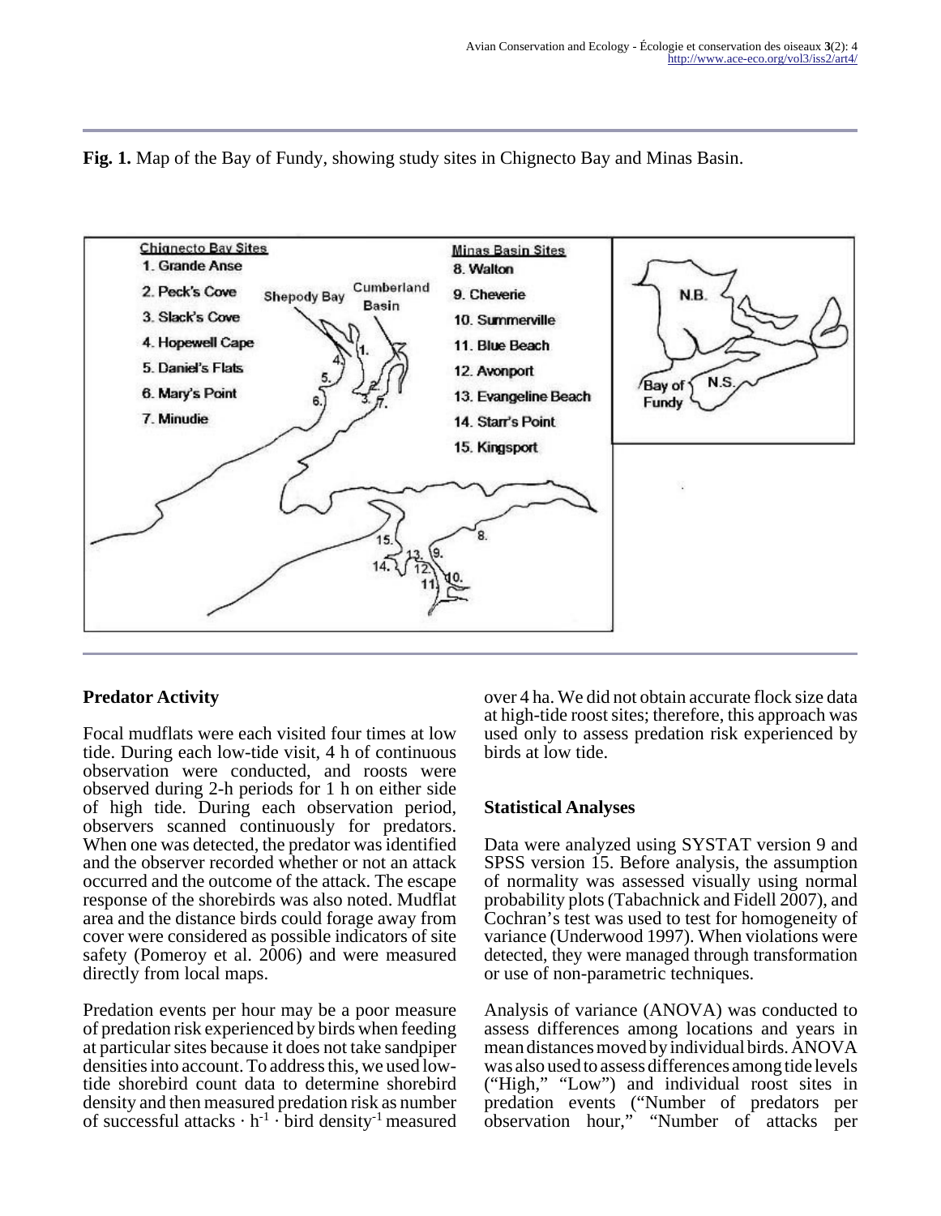**Fig. 1.** Map of the Bay of Fundy, showing study sites in Chignecto Bay and Minas Basin.

Chignecto Bay Sites
1. Grande Anse
2. Peck's Cove
3. Slack's Cove
4. Hopewell Cape
5. Daniel's Flats
6. Mary's Point
7. Minudie

Minas Basin Sites
8. Walton
9. Cheverie
10. Summerville
11. Blue Beach
12. Avonport
13. Evangeline Beach
14. Starr's Point
15. Kingsport

### Predator Activity

Focal mudflats were each visited four times at low tide. During each low-tide visit, 4 h of continuous observation were conducted, and roosts were observed during 2-h periods for 1 h on either side of high tide. During each observation period, observers scanned continuously for predators. When one was detected, the predator was identified and the observer recorded whether or not an attack occurred and the outcome of the attack. The escape response of the shorebirds was also noted. Mudflat area and the distance birds could forage away from cover were considered as possible indicators of site safety (Pomeroy et al. 2006) and were measured directly from local maps.

Predation events per hour may be a poor measure of predation risk experienced by birds when feeding at particular sites because it does not take sandpiper densities into account. To address this, we used low-tide shorebird count data to determine shorebird density and then measured predation risk as number of successful attacks $\cdot$ $h^{-1}$ $\cdot$ bird density$^{-1}$ measured over 4 ha. We did not obtain accurate flock size data at high-tide roost sites; therefore, this approach was used only to assess predation risk experienced by birds at low tide.

### Statistical Analyses

Data were analyzed using SYSTAT version 9 and SPSS version 15. Before analysis, the assumption of normality was assessed visually using normal probability plots (Tabachnick and Fidell 2007), and Cochran's test was used to test for homogeneity of variance (Underwood 1997). When violations were detected, they were managed through transformation or use of non-parametric techniques.

Analysis of variance (ANOVA) was conducted to assess differences among locations and years in mean distances moved by individual birds. ANOVA was also used to assess differences among tide levels ("High," "Low") and individual roost sites in predation events ("Number of predators per observation hour," "Number of attacks per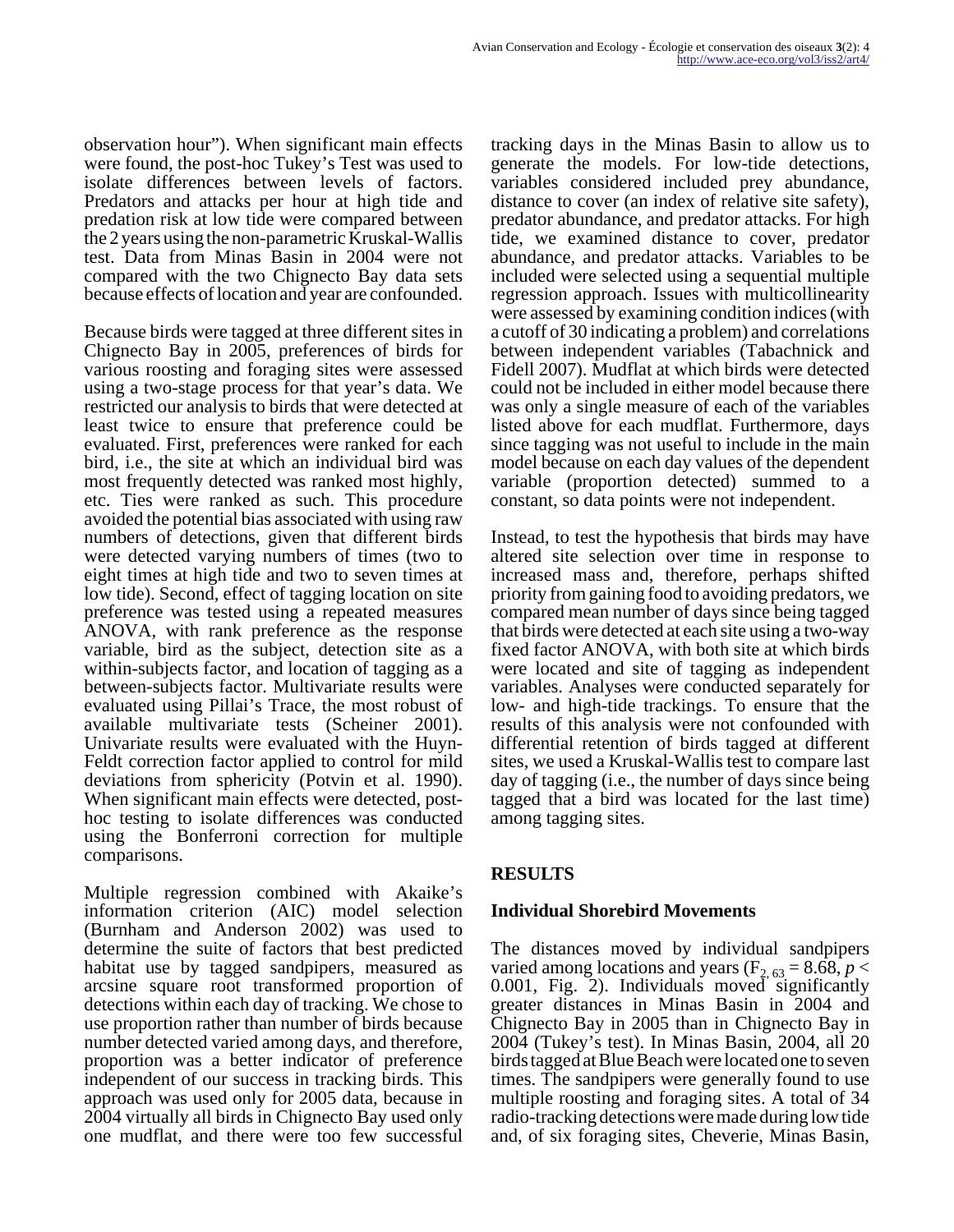observation hour"). When significant main effects were found, the post-hoc Tukey's Test was used to isolate differences between levels of factors. Predators and attacks per hour at high tide and predation risk at low tide were compared between the 2 years using the non-parametric Kruskal-Wallis test. Data from Minas Basin in 2004 were not compared with the two Chignecto Bay data sets because effects of location and year are confounded.

Because birds were tagged at three different sites in Chignecto Bay in 2005, preferences of birds for various roosting and foraging sites were assessed using a two-stage process for that year's data. We restricted our analysis to birds that were detected at least twice to ensure that preference could be evaluated. First, preferences were ranked for each bird, i.e., the site at which an individual bird was most frequently detected was ranked most highly, etc. Ties were ranked as such. This procedure avoided the potential bias associated with using raw numbers of detections, given that different birds were detected varying numbers of times (two to eight times at high tide and two to seven times at low tide). Second, effect of tagging location on site preference was tested using a repeated measures ANOVA, with rank preference as the response variable, bird as the subject, detection site as a within-subjects factor, and location of tagging as a between-subjects factor. Multivariate results were evaluated using Pillai's Trace, the most robust of available multivariate tests (Scheiner 2001). Univariate results were evaluated with the Huyn-Feldt correction factor applied to control for mild deviations from sphericity (Potvin et al. 1990). When significant main effects were detected, post-hoc testing to isolate differences was conducted using the Bonferroni correction for multiple comparisons.

Multiple regression combined with Akaike's information criterion (AIC) model selection (Burnham and Anderson 2002) was used to determine the suite of factors that best predicted habitat use by tagged sandpipers, measured as arcsine square root transformed proportion of detections within each day of tracking. We chose to use proportion rather than number of birds because number detected varied among days, and therefore, proportion was a better indicator of preference independent of our success in tracking birds. This approach was used only for 2005 data, because in 2004 virtually all birds in Chignecto Bay used only one mudflat, and there were too few successful tracking days in the Minas Basin to allow us to generate the models. For low-tide detections, variables considered included prey abundance, distance to cover (an index of relative site safety), predator abundance, and predator attacks. For high tide, we examined distance to cover, predator abundance, and predator attacks. Variables to be included were selected using a sequential multiple regression approach. Issues with multicollinearity were assessed by examining condition indices (with a cutoff of 30 indicating a problem) and correlations between independent variables (Tabachnick and Fidell 2007). Mudflat at which birds were detected could not be included in either model because there was only a single measure of each of the variables listed above for each mudflat. Furthermore, days since tagging was not useful to include in the main model because on each day values of the dependent variable (proportion detected) summed to a constant, so data points were not independent.

Instead, to test the hypothesis that birds may have altered site selection over time in response to increased mass and, therefore, perhaps shifted priority from gaining food to avoiding predators, we compared mean number of days since being tagged that birds were detected at each site using a two-way fixed factor ANOVA, with both site at which birds were located and site of tagging as independent variables. Analyses were conducted separately for low- and high-tide trackings. To ensure that the results of this analysis were not confounded with differential retention of birds tagged at different sites, we used a Kruskal-Wallis test to compare last day of tagging (i.e., the number of days since being tagged that a bird was located for the last time) among tagging sites.

## RESULTS

### Individual Shorebird Movements

The distances moved by individual sandpipers varied among locations and years ($F_{2, 63} = 8.68$, $p < 0.001$, Fig. 2). Individuals moved significantly greater distances in Minas Basin in 2004 and Chignecto Bay in 2005 than in Chignecto Bay in 2004 (Tukey's test). In Minas Basin, 2004, all 20 birds tagged at Blue Beach were located one to seven times. The sandpipers were generally found to use multiple roosting and foraging sites. A total of 34 radio-tracking detections were made during low tide and, of six foraging sites, Cheverie, Minas Basin,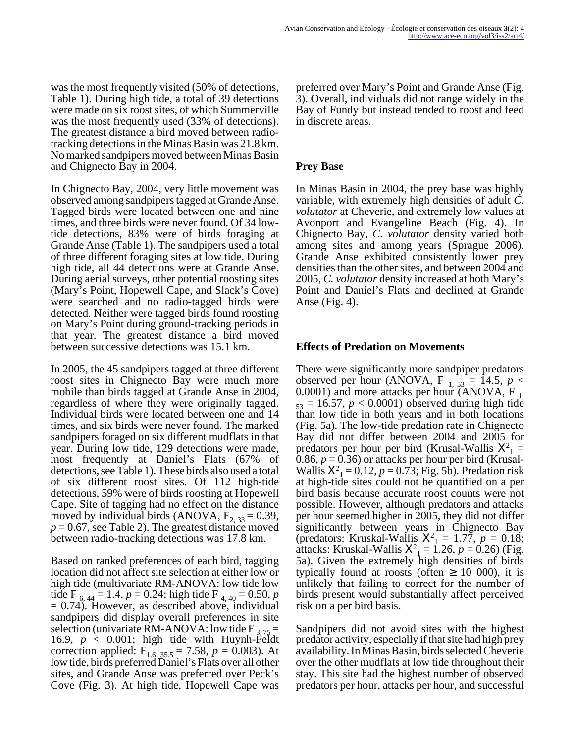was the most frequently visited (50% of detections, Table 1). During high tide, a total of 39 detections were made on six roost sites, of which Summerville was the most frequently used (33% of detections). The greatest distance a bird moved between radio-tracking detections in the Minas Basin was 21.8 km. No marked sandpipers moved between Minas Basin and Chignecto Bay in 2004.

In Chignecto Bay, 2004, very little movement was observed among sandpipers tagged at Grande Anse. Tagged birds were located between one and nine times, and three birds were never found. Of 34 low-tide detections, 83% were of birds foraging at Grande Anse (Table 1). The sandpipers used a total of three different foraging sites at low tide. During high tide, all 44 detections were at Grande Anse. During aerial surveys, other potential roosting sites (Mary's Point, Hopewell Cape, and Slack's Cove) were searched and no radio-tagged birds were detected. Neither were tagged birds found roosting on Mary's Point during ground-tracking periods in that year. The greatest distance a bird moved between successive detections was 15.1 km.

In 2005, the 45 sandpipers tagged at three different roost sites in Chignecto Bay were much more mobile than birds tagged at Grande Anse in 2004, regardless of where they were originally tagged. Individual birds were located between one and 14 times, and six birds were never found. The marked sandpipers foraged on six different mudflats in that year. During low tide, 129 detections were made, most frequently at Daniel's Flats (67% of detections, see Table 1). These birds also used a total of six different roost sites. Of 112 high-tide detections, 59% were of birds roosting at Hopewell Cape. Site of tagging had no effect on the distance moved by individual birds (ANOVA, $F_{2,\,33} = 0.39$, $p = 0.67$, see Table 2). The greatest distance moved between radio-tracking detections was 17.8 km.

Based on ranked preferences of each bird, tagging location did not affect site selection at either low or high tide (multivariate RM-ANOVA: low tide low tide $F_{6,\,44} = 1.4$, $p = 0.24$; high tide $F_{4,\,40} = 0.50$, $p = 0.74$). However, as described above, individual sandpipers did display overall preferences in site selection (univariate RM-ANOVA: low tide $F_{3,\,75} = 16.9$, $p < 0.001$; high tide with Huynh-Feldt correction applied: $F_{1.6,\,35.5} = 7.58$, $p = 0.003$). At low tide, birds preferred Daniel's Flats over all other sites, and Grande Anse was preferred over Peck's Cove (Fig. 3). At high tide, Hopewell Cape was preferred over Mary's Point and Grande Anse (Fig. 3). Overall, individuals did not range widely in the Bay of Fundy but instead tended to roost and feed in discrete areas.

## Prey Base

In Minas Basin in 2004, the prey base was highly variable, with extremely high densities of adult *C. volutator* at Cheverie, and extremely low values at Avonport and Evangeline Beach (Fig. 4). In Chignecto Bay, *C. volutator* density varied both among sites and among years (Sprague 2006). Grande Anse exhibited consistently lower prey densities than the other sites, and between 2004 and 2005, *C. volutator* density increased at both Mary's Point and Daniel's Flats and declined at Grande Anse (Fig. 4).

## Effects of Predation on Movements

There were significantly more sandpiper predators observed per hour (ANOVA, $F_{1,\,53} = 14.5$, $p < 0.0001$) and more attacks per hour (ANOVA, $F_{1,\,53} = 16.57$, $p < 0.0001$) observed during high tide than low tide in both years and in both locations (Fig. 5a). The low-tide predation rate in Chignecto Bay did not differ between 2004 and 2005 for predators per hour per bird (Krusal-Wallis $X^2_1 = 0.86$, $p = 0.36$) or attacks per hour per bird (Krusal-Wallis $X^2_1 = 0.12$, $p = 0.73$; Fig. 5b). Predation risk at high-tide sites could not be quantified on a per bird basis because accurate roost counts were not possible. However, although predators and attacks per hour seemed higher in 2005, they did not differ significantly between years in Chignecto Bay (predators: Kruskal-Wallis $X^2_1 = 1.77$, $p = 0.18$; attacks: Kruskal-Wallis $X^2_1 = 1.26$, $p = 0.26$) (Fig. 5a). Given the extremely high densities of birds typically found at roosts (often $\geq 10\,000$), it is unlikely that failing to correct for the number of birds present would substantially affect perceived risk on a per bird basis.

Sandpipers did not avoid sites with the highest predator activity, especially if that site had high prey availability. In Minas Basin, birds selected Cheverie over the other mudflats at low tide throughout their stay. This site had the highest number of observed predators per hour, attacks per hour, and successful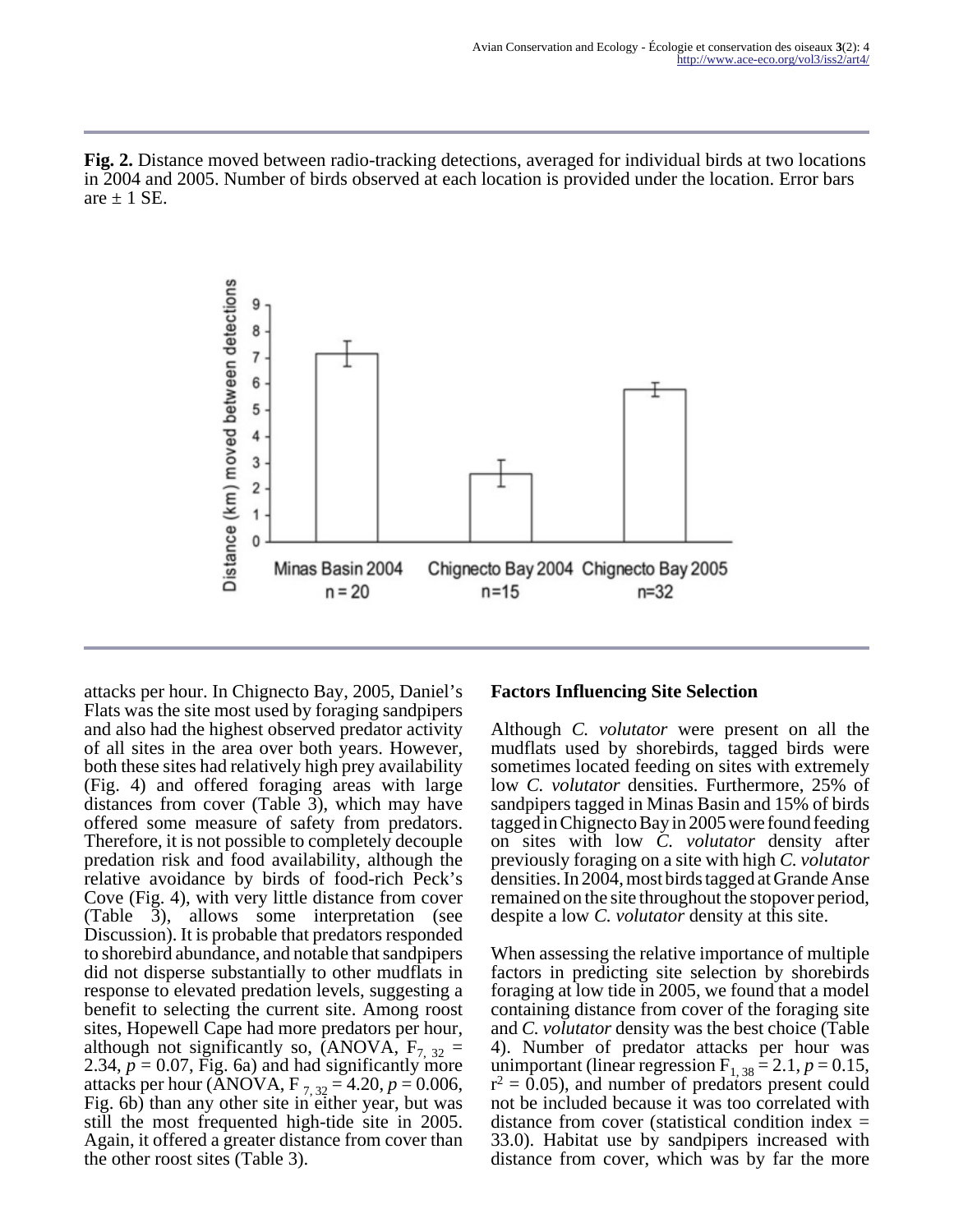**Fig. 2.** Distance moved between radio-tracking detections, averaged for individual birds at two locations in 2004 and 2005. Number of birds observed at each location is provided under the location. Error bars are ± 1 SE.

attacks per hour. In Chignecto Bay, 2005, Daniel's Flats was the site most used by foraging sandpipers and also had the highest observed predator activity of all sites in the area over both years. However, both these sites had relatively high prey availability (Fig. 4) and offered foraging areas with large distances from cover (Table 3), which may have offered some measure of safety from predators. Therefore, it is not possible to completely decouple predation risk and food availability, although the relative avoidance by birds of food-rich Peck's Cove (Fig. 4), with very little distance from cover (Table 3), allows some interpretation (see Discussion). It is probable that predators responded to shorebird abundance, and notable that sandpipers did not disperse substantially to other mudflats in response to elevated predation levels, suggesting a benefit to selecting the current site. Among roost sites, Hopewell Cape had more predators per hour, although not significantly so, (ANOVA, $F_{7,\ 32}$ = 2.34, $p = 0.07$, Fig. 6a) and had significantly more attacks per hour (ANOVA, $F_{7,\ 32} = 4.20$, $p = 0.006$, Fig. 6b) than any other site in either year, but was still the most frequented high-tide site in 2005. Again, it offered a greater distance from cover than the other roost sites (Table 3).

### Factors Influencing Site Selection

Although *C. volutator* were present on all the mudflats used by shorebirds, tagged birds were sometimes located feeding on sites with extremely low *C. volutator* densities. Furthermore, 25% of sandpipers tagged in Minas Basin and 15% of birds tagged in Chignecto Bay in 2005 were found feeding on sites with low *C. volutator* density after previously foraging on a site with high *C. volutator* densities. In 2004, most birds tagged at Grande Anse remained on the site throughout the stopover period, despite a low *C. volutator* density at this site.

When assessing the relative importance of multiple factors in predicting site selection by shorebirds foraging at low tide in 2005, we found that a model containing distance from cover of the foraging site and *C. volutator* density was the best choice (Table 4). Number of predator attacks per hour was unimportant (linear regression $F_{1,\ 38} = 2.1$, $p = 0.15$, $r^2 = 0.05$), and number of predators present could not be included because it was too correlated with distance from cover (statistical condition index = 33.0). Habitat use by sandpipers increased with distance from cover, which was by far the more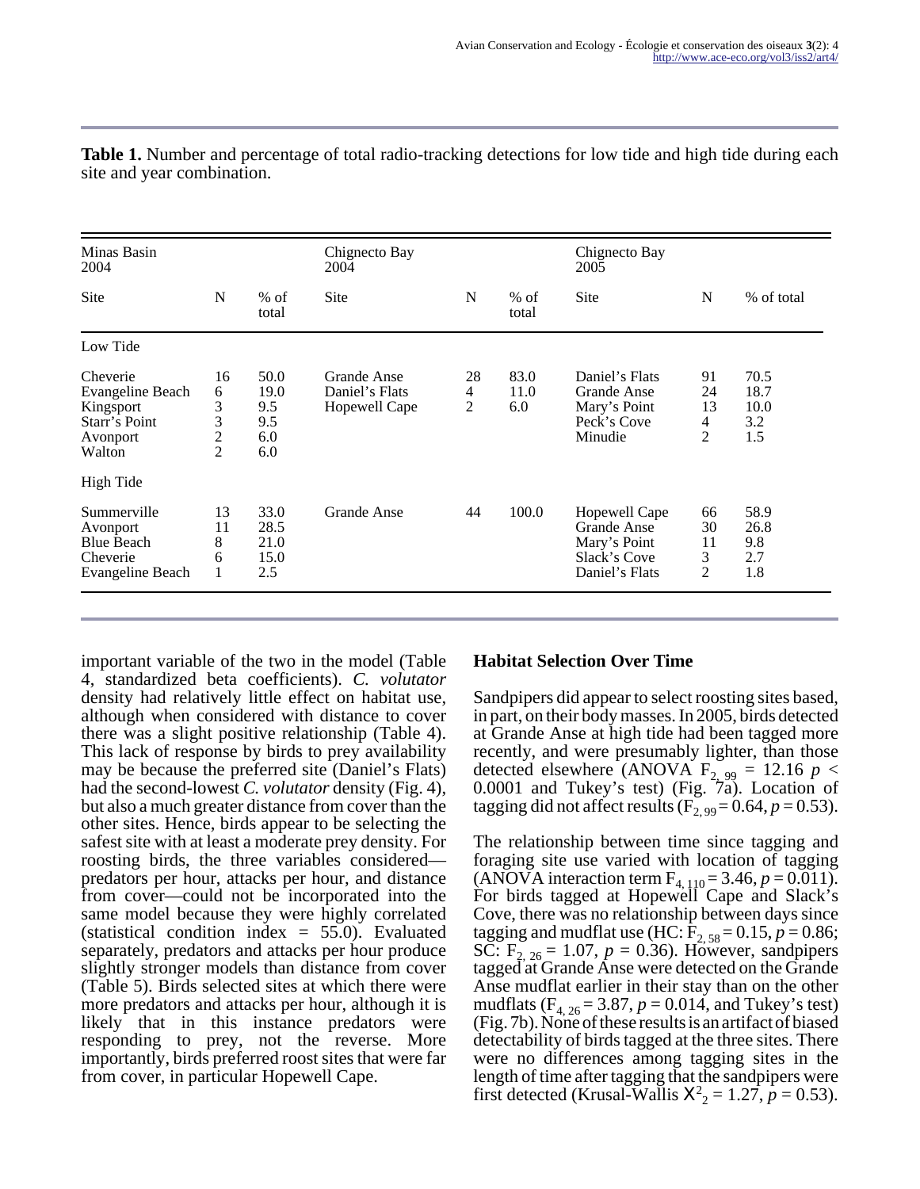**Table 1.** Number and percentage of total radio-tracking detections for low tide and high tide during each site and year combination.

| Minas Basin 2004 | | | Chignecto Bay 2004 | | | Chignecto Bay 2005 | | |
|---|---|---|---|---|---|---|---|---|
| Site | N | % of total | Site | N | % of total | Site | N | % of total |
| Low Tide | | | | | | | | |
| Cheverie | 16 | 50.0 | Grande Anse | 28 | 83.0 | Daniel's Flats | 91 | 70.5 |
| Evangeline Beach | 6 | 19.0 | Daniel's Flats | 4 | 11.0 | Grande Anse | 24 | 18.7 |
| Kingsport | 3 | 9.5 | Hopewell Cape | 2 | 6.0 | Mary's Point | 13 | 10.0 |
| Starr's Point | 3 | 9.5 | | | | Peck's Cove | 4 | 3.2 |
| Avonport | 2 | 6.0 | | | | Minudie | 2 | 1.5 |
| Walton | 2 | 6.0 | | | | | | |
| High Tide | | | | | | | | |
| Summerville | 13 | 33.0 | Grande Anse | 44 | 100.0 | Hopewell Cape | 66 | 58.9 |
| Avonport | 11 | 28.5 | | | | Grande Anse | 30 | 26.8 |
| Blue Beach | 8 | 21.0 | | | | Mary's Point | 11 | 9.8 |
| Cheverie | 6 | 15.0 | | | | Slack's Cove | 3 | 2.7 |
| Evangeline Beach | 1 | 2.5 | | | | Daniel's Flats | 2 | 1.8 |

important variable of the two in the model (Table 4, standardized beta coefficients). *C. volutator* density had relatively little effect on habitat use, although when considered with distance to cover there was a slight positive relationship (Table 4). This lack of response by birds to prey availability may be because the preferred site (Daniel's Flats) had the second-lowest *C. volutator* density (Fig. 4), but also a much greater distance from cover than the other sites. Hence, birds appear to be selecting the safest site with at least a moderate prey density. For roosting birds, the three variables considered—predators per hour, attacks per hour, and distance from cover—could not be incorporated into the same model because they were highly correlated (statistical condition index = 55.0). Evaluated separately, predators and attacks per hour produce slightly stronger models than distance from cover (Table 5). Birds selected sites at which there were more predators and attacks per hour, although it is likely that in this instance predators were responding to prey, not the reverse. More importantly, birds preferred roost sites that were far from cover, in particular Hopewell Cape.

### Habitat Selection Over Time

Sandpipers did appear to select roosting sites based, in part, on their body masses. In 2005, birds detected at Grande Anse at high tide had been tagged more recently, and were presumably lighter, than those detected elsewhere (ANOVA $F_{2, 99} = 12.16$ $p < 0.0001$ and Tukey's test) (Fig. 7a). Location of tagging did not affect results ($F_{2, 99} = 0.64$, $p = 0.53$).

The relationship between time since tagging and foraging site use varied with location of tagging (ANOVA interaction term $F_{4, 110} = 3.46$, $p = 0.011$). For birds tagged at Hopewell Cape and Slack's Cove, there was no relationship between days since tagging and mudflat use (HC: $F_{2, 58} = 0.15$, $p = 0.86$; SC: $F_{2, 26} = 1.07$, $p = 0.36$). However, sandpipers tagged at Grande Anse were detected on the Grande Anse mudflat earlier in their stay than on the other mudflats ($F_{4, 26} = 3.87$, $p = 0.014$, and Tukey's test) (Fig. 7b). None of these results is an artifact of biased detectability of birds tagged at the three sites. There were no differences among tagging sites in the length of time after tagging that the sandpipers were first detected (Krusal-Wallis $X^2_2 = 1.27$, $p = 0.53$).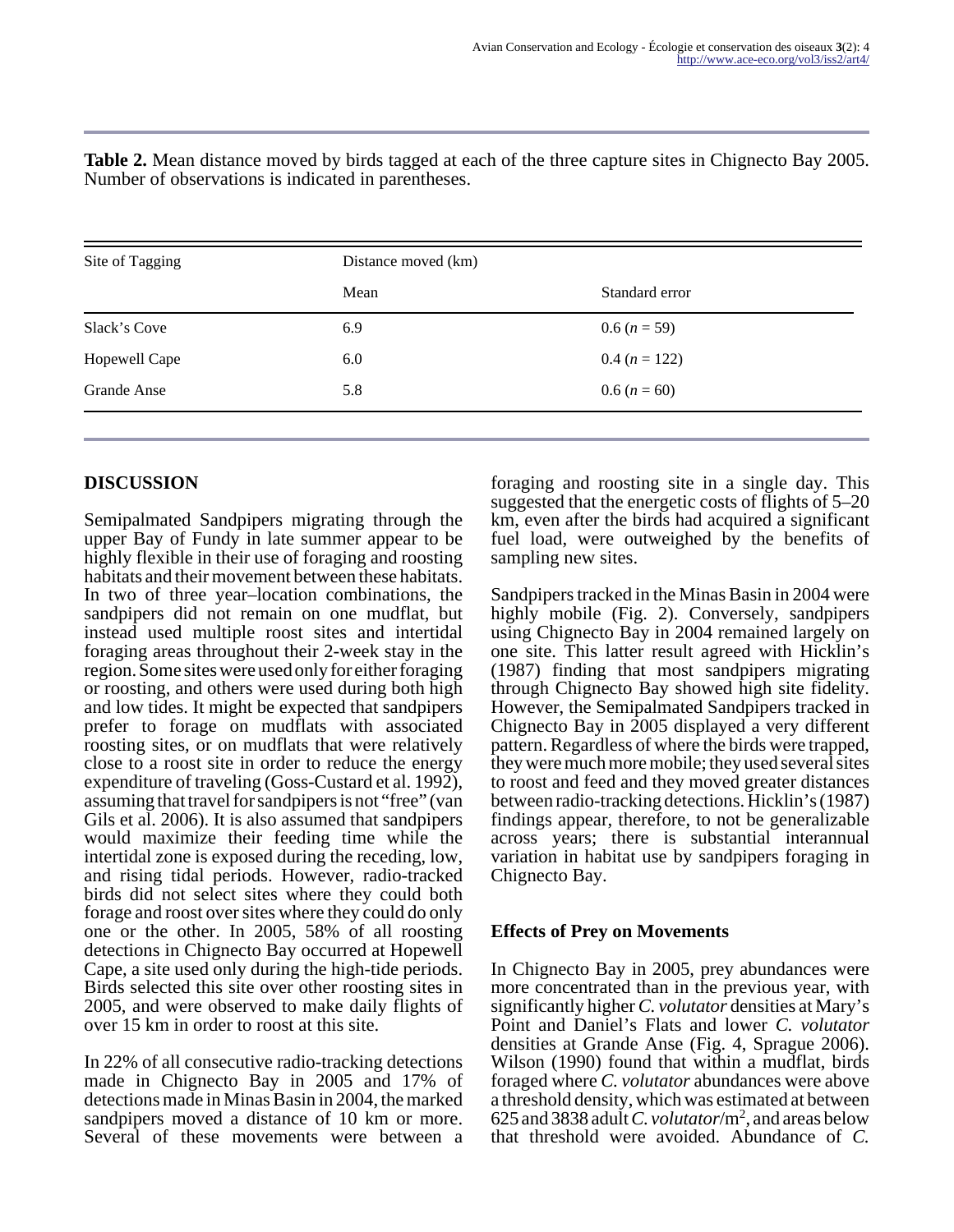**Table 2.** Mean distance moved by birds tagged at each of the three capture sites in Chignecto Bay 2005. Number of observations is indicated in parentheses.

| Site of Tagging | Distance moved (km) | |
|---|---|---|
| | Mean | Standard error |
| Slack's Cove | 6.9 | 0.6 (*n* = 59) |
| Hopewell Cape | 6.0 | 0.4 (*n* = 122) |
| Grande Anse | 5.8 | 0.6 (*n* = 60) |

## DISCUSSION

Semipalmated Sandpipers migrating through the upper Bay of Fundy in late summer appear to be highly flexible in their use of foraging and roosting habitats and their movement between these habitats. In two of three year–location combinations, the sandpipers did not remain on one mudflat, but instead used multiple roost sites and intertidal foraging areas throughout their 2-week stay in the region. Some sites were used only for either foraging or roosting, and others were used during both high and low tides. It might be expected that sandpipers prefer to forage on mudflats with associated roosting sites, or on mudflats that were relatively close to a roost site in order to reduce the energy expenditure of traveling (Goss-Custard et al. 1992), assuming that travel for sandpipers is not "free" (van Gils et al. 2006). It is also assumed that sandpipers would maximize their feeding time while the intertidal zone is exposed during the receding, low, and rising tidal periods. However, radio-tracked birds did not select sites where they could both forage and roost over sites where they could do only one or the other. In 2005, 58% of all roosting detections in Chignecto Bay occurred at Hopewell Cape, a site used only during the high-tide periods. Birds selected this site over other roosting sites in 2005, and were observed to make daily flights of over 15 km in order to roost at this site.

In 22% of all consecutive radio-tracking detections made in Chignecto Bay in 2005 and 17% of detections made in Minas Basin in 2004, the marked sandpipers moved a distance of 10 km or more. Several of these movements were between a foraging and roosting site in a single day. This suggested that the energetic costs of flights of 5–20 km, even after the birds had acquired a significant fuel load, were outweighed by the benefits of sampling new sites.

Sandpipers tracked in the Minas Basin in 2004 were highly mobile (Fig. 2). Conversely, sandpipers using Chignecto Bay in 2004 remained largely on one site. This latter result agreed with Hicklin's (1987) finding that most sandpipers migrating through Chignecto Bay showed high site fidelity. However, the Semipalmated Sandpipers tracked in Chignecto Bay in 2005 displayed a very different pattern. Regardless of where the birds were trapped, they were much more mobile; they used several sites to roost and feed and they moved greater distances between radio-tracking detections. Hicklin's (1987) findings appear, therefore, to not be generalizable across years; there is substantial interannual variation in habitat use by sandpipers foraging in Chignecto Bay.

### Effects of Prey on Movements

In Chignecto Bay in 2005, prey abundances were more concentrated than in the previous year, with significantly higher *C. volutator* densities at Mary's Point and Daniel's Flats and lower *C. volutator* densities at Grande Anse (Fig. 4, Sprague 2006). Wilson (1990) found that within a mudflat, birds foraged where *C. volutator* abundances were above a threshold density, which was estimated at between 625 and 3838 adult *C. volutator*/$m^2$, and areas below that threshold were avoided. Abundance of *C.*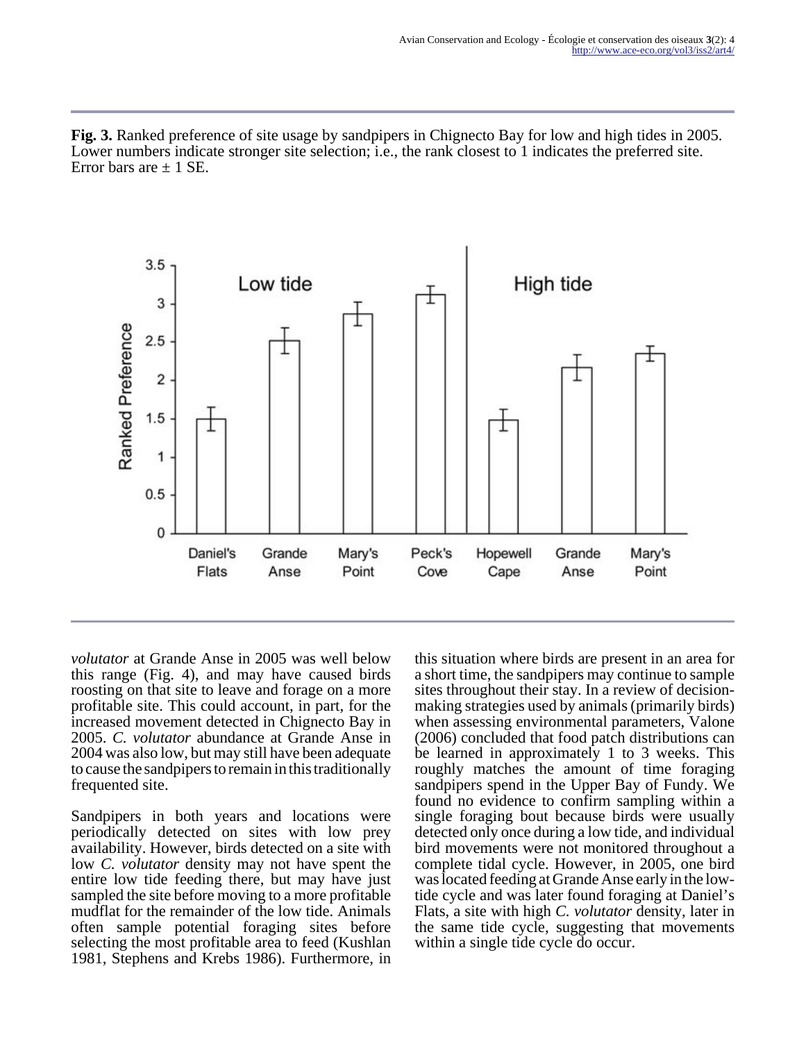**Fig. 3.** Ranked preference of site usage by sandpipers in Chignecto Bay for low and high tides in 2005. Lower numbers indicate stronger site selection; i.e., the rank closest to 1 indicates the preferred site. Error bars are ± 1 SE.

*volutator* at Grande Anse in 2005 was well below this range (Fig. 4), and may have caused birds roosting on that site to leave and forage on a more profitable site. This could account, in part, for the increased movement detected in Chignecto Bay in 2005. *C. volutator* abundance at Grande Anse in 2004 was also low, but may still have been adequate to cause the sandpipers to remain in this traditionally frequented site.

Sandpipers in both years and locations were periodically detected on sites with low prey availability. However, birds detected on a site with low *C. volutator* density may not have spent the entire low tide feeding there, but may have just sampled the site before moving to a more profitable mudflat for the remainder of the low tide. Animals often sample potential foraging sites before selecting the most profitable area to feed (Kushlan 1981, Stephens and Krebs 1986). Furthermore, in this situation where birds are present in an area for a short time, the sandpipers may continue to sample sites throughout their stay. In a review of decision-making strategies used by animals (primarily birds) when assessing environmental parameters, Valone (2006) concluded that food patch distributions can be learned in approximately 1 to 3 weeks. This roughly matches the amount of time foraging sandpipers spend in the Upper Bay of Fundy. We found no evidence to confirm sampling within a single foraging bout because birds were usually detected only once during a low tide, and individual bird movements were not monitored throughout a complete tidal cycle. However, in 2005, one bird was located feeding at Grande Anse early in the low-tide cycle and was later found foraging at Daniel's Flats, a site with high *C. volutator* density, later in the same tide cycle, suggesting that movements within a single tide cycle do occur.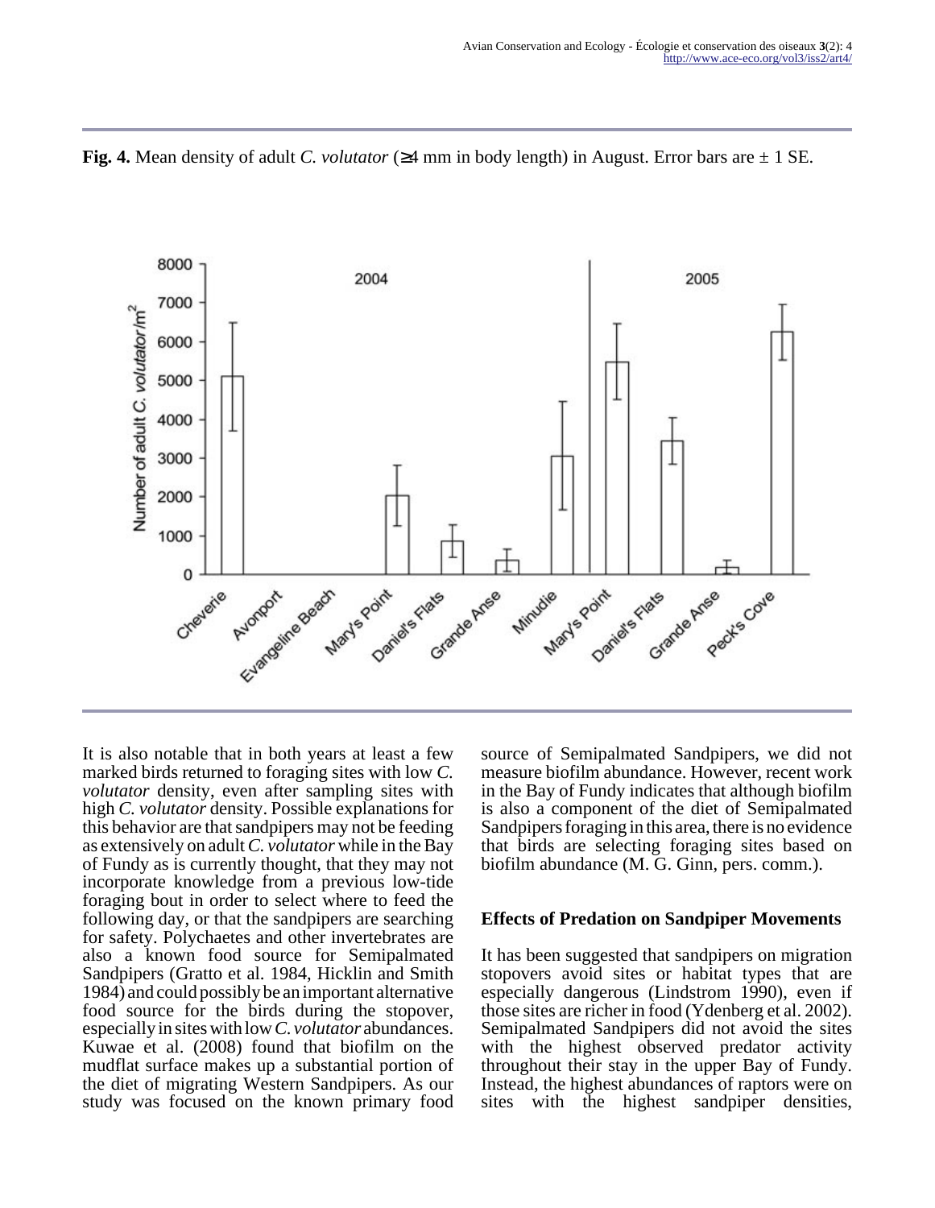**Fig. 4.** Mean density of adult *C. volutator* (≥4 mm in body length) in August. Error bars are ± 1 SE.

It is also notable that in both years at least a few marked birds returned to foraging sites with low *C. volutator* density, even after sampling sites with high *C. volutator* density. Possible explanations for this behavior are that sandpipers may not be feeding as extensively on adult *C. volutator* while in the Bay of Fundy as is currently thought, that they may not incorporate knowledge from a previous low-tide foraging bout in order to select where to feed the following day, or that the sandpipers are searching for safety. Polychaetes and other invertebrates are also a known food source for Semipalmated Sandpipers (Gratto et al. 1984, Hicklin and Smith 1984) and could possibly be an important alternative food source for the birds during the stopover, especially in sites with low *C. volutator* abundances. Kuwae et al. (2008) found that biofilm on the mudflat surface makes up a substantial portion of the diet of migrating Western Sandpipers. As our study was focused on the known primary food source of Semipalmated Sandpipers, we did not measure biofilm abundance. However, recent work in the Bay of Fundy indicates that although biofilm is also a component of the diet of Semipalmated Sandpipers foraging in this area, there is no evidence that birds are selecting foraging sites based on biofilm abundance (M. G. Ginn, pers. comm.).

### Effects of Predation on Sandpiper Movements

It has been suggested that sandpipers on migration stopovers avoid sites or habitat types that are especially dangerous (Lindstrom 1990), even if those sites are richer in food (Ydenberg et al. 2002). Semipalmated Sandpipers did not avoid the sites with the highest observed predator activity throughout their stay in the upper Bay of Fundy. Instead, the highest abundances of raptors were on sites with the highest sandpiper densities,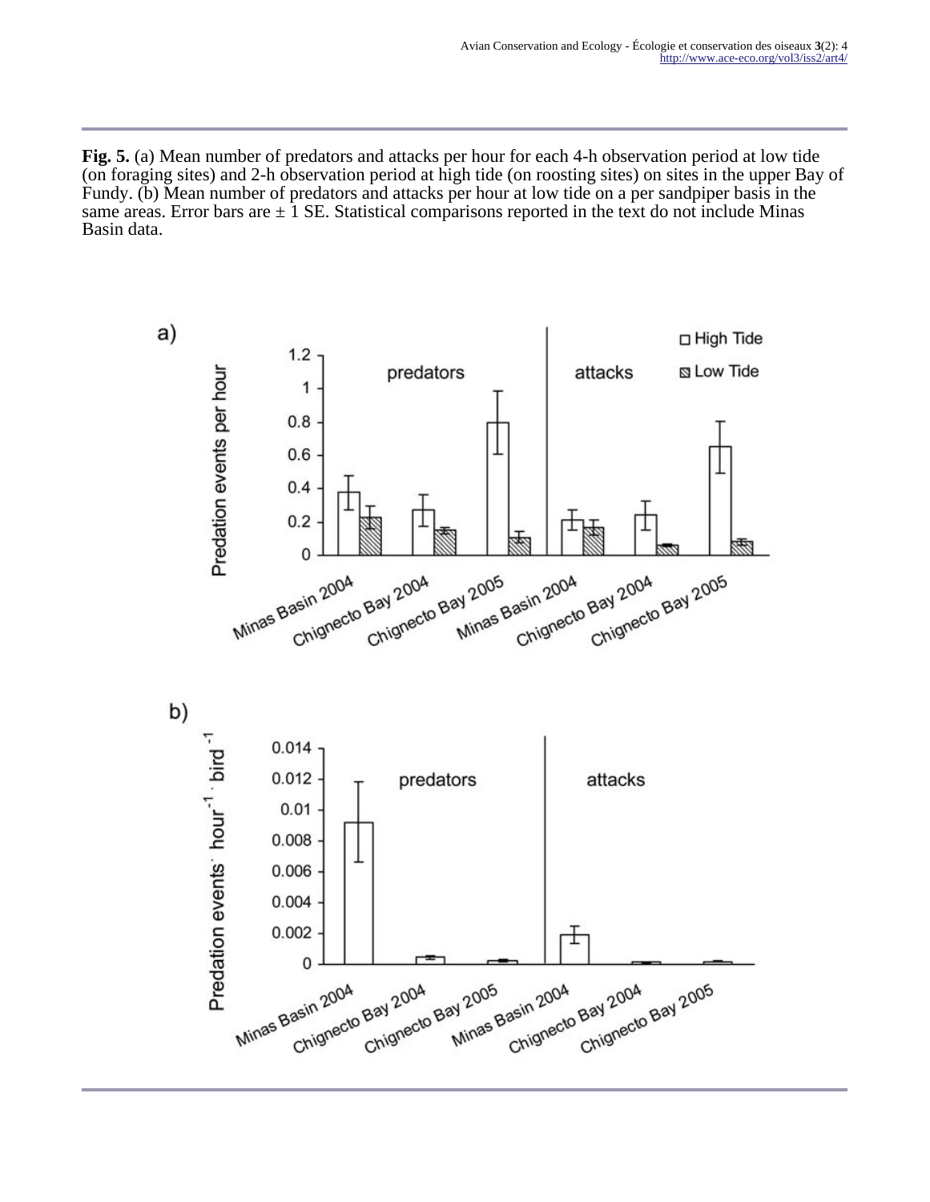**Fig. 5.** (a) Mean number of predators and attacks per hour for each 4-h observation period at low tide (on foraging sites) and 2-h observation period at high tide (on roosting sites) on sites in the upper Bay of Fundy. (b) Mean number of predators and attacks per hour at low tide on a per sandpiper basis in the same areas. Error bars are ± 1 SE. Statistical comparisons reported in the text do not include Minas Basin data.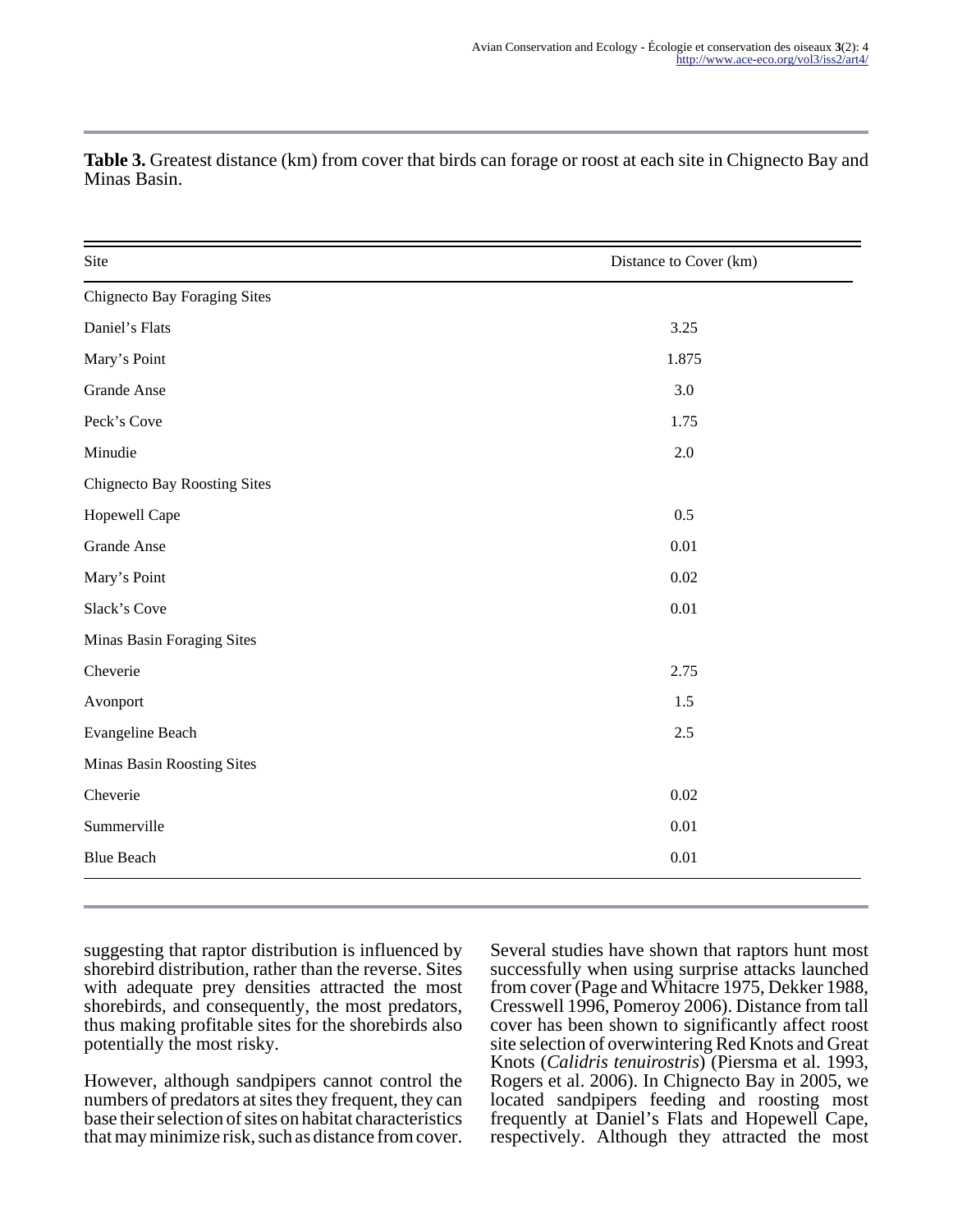**Table 3.** Greatest distance (km) from cover that birds can forage or roost at each site in Chignecto Bay and Minas Basin.

| Site | Distance to Cover (km) |
|---|---|
| Chignecto Bay Foraging Sites | |
| Daniel's Flats | 3.25 |
| Mary's Point | 1.875 |
| Grande Anse | 3.0 |
| Peck's Cove | 1.75 |
| Minudie | 2.0 |
| Chignecto Bay Roosting Sites | |
| Hopewell Cape | 0.5 |
| Grande Anse | 0.01 |
| Mary's Point | 0.02 |
| Slack's Cove | 0.01 |
| Minas Basin Foraging Sites | |
| Cheverie | 2.75 |
| Avonport | 1.5 |
| Evangeline Beach | 2.5 |
| Minas Basin Roosting Sites | |
| Cheverie | 0.02 |
| Summerville | 0.01 |
| Blue Beach | 0.01 |

suggesting that raptor distribution is influenced by shorebird distribution, rather than the reverse. Sites with adequate prey densities attracted the most shorebirds, and consequently, the most predators, thus making profitable sites for the shorebirds also potentially the most risky.

However, although sandpipers cannot control the numbers of predators at sites they frequent, they can base their selection of sites on habitat characteristics that may minimize risk, such as distance from cover. Several studies have shown that raptors hunt most successfully when using surprise attacks launched from cover (Page and Whitacre 1975, Dekker 1988, Cresswell 1996, Pomeroy 2006). Distance from tall cover has been shown to significantly affect roost site selection of overwintering Red Knots and Great Knots (*Calidris tenuirostris*) (Piersma et al. 1993, Rogers et al. 2006). In Chignecto Bay in 2005, we located sandpipers feeding and roosting most frequently at Daniel's Flats and Hopewell Cape, respectively. Although they attracted the most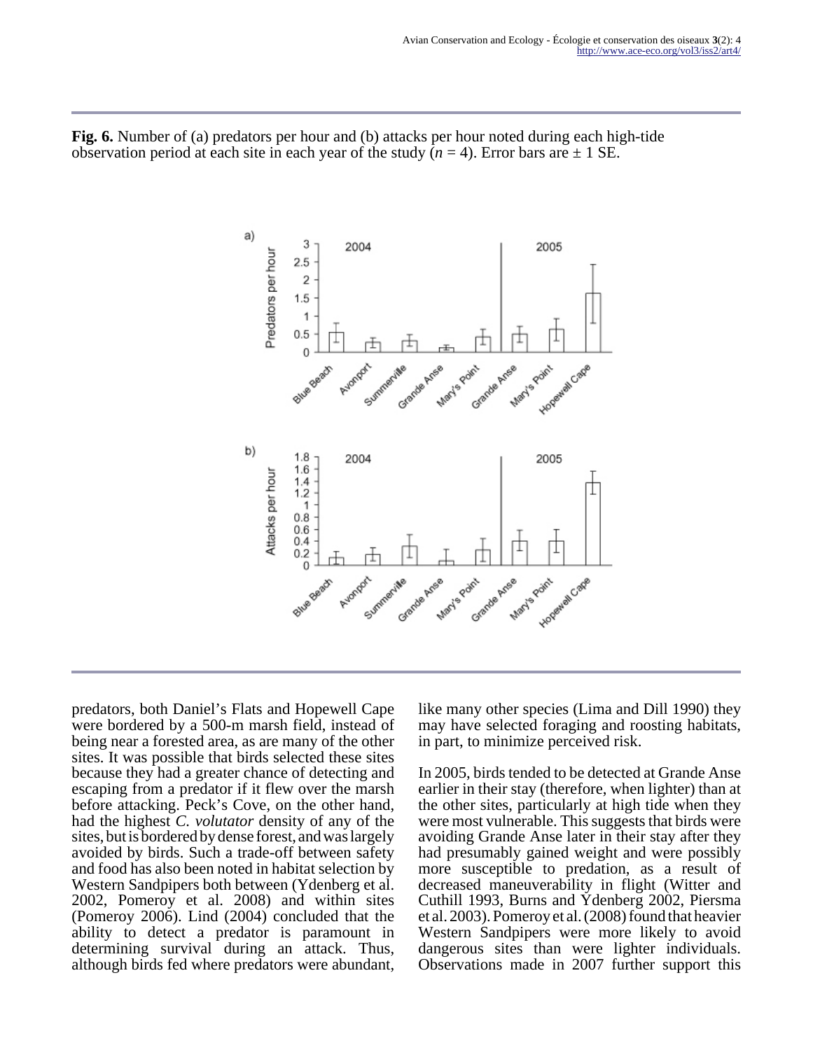**Fig. 6.** Number of (a) predators per hour and (b) attacks per hour noted during each high-tide observation period at each site in each year of the study ($n = 4$). Error bars are ± 1 SE.

predators, both Daniel's Flats and Hopewell Cape were bordered by a 500-m marsh field, instead of being near a forested area, as are many of the other sites. It was possible that birds selected these sites because they had a greater chance of detecting and escaping from a predator if it flew over the marsh before attacking. Peck's Cove, on the other hand, had the highest *C. volutator* density of any of the sites, but is bordered by dense forest, and was largely avoided by birds. Such a trade-off between safety and food has also been noted in habitat selection by Western Sandpipers both between (Ydenberg et al. 2002, Pomeroy et al. 2008) and within sites (Pomeroy 2006). Lind (2004) concluded that the ability to detect a predator is paramount in determining survival during an attack. Thus, although birds fed where predators were abundant, like many other species (Lima and Dill 1990) they may have selected foraging and roosting habitats, in part, to minimize perceived risk.

In 2005, birds tended to be detected at Grande Anse earlier in their stay (therefore, when lighter) than at the other sites, particularly at high tide when they were most vulnerable. This suggests that birds were avoiding Grande Anse later in their stay after they had presumably gained weight and were possibly more susceptible to predation, as a result of decreased maneuverability in flight (Witter and Cuthill 1993, Burns and Ydenberg 2002, Piersma et al. 2003). Pomeroy et al. (2008) found that heavier Western Sandpipers were more likely to avoid dangerous sites than were lighter individuals. Observations made in 2007 further support this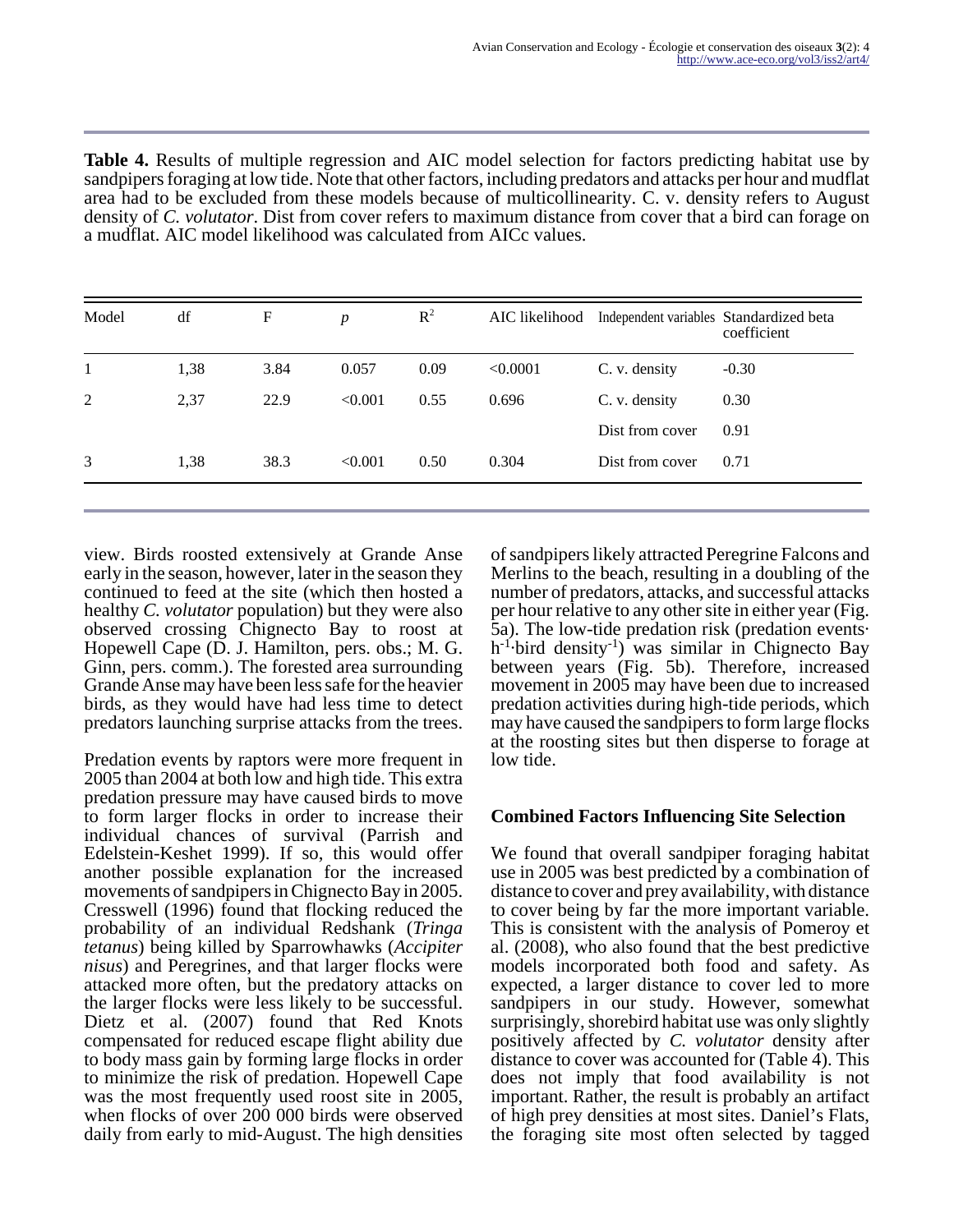**Table 4.** Results of multiple regression and AIC model selection for factors predicting habitat use by sandpipers foraging at low tide. Note that other factors, including predators and attacks per hour and mudflat area had to be excluded from these models because of multicollinearity. C. v. density refers to August density of *C. volutator*. Dist from cover refers to maximum distance from cover that a bird can forage on a mudflat. AIC model likelihood was calculated from AICc values.

| Model | df | F | *p* | $R^2$ | AIC likelihood | Independent variables | Standardized beta coefficient |
|---|---|---|---|---|---|---|---|
| 1 | 1,38 | 3.84 | 0.057 | 0.09 | <0.0001 | C. v. density | -0.30 |
| 2 | 2,37 | 22.9 | <0.001 | 0.55 | 0.696 | C. v. density | 0.30 |
| | | | | | | Dist from cover | 0.91 |
| 3 | 1,38 | 38.3 | <0.001 | 0.50 | 0.304 | Dist from cover | 0.71 |

view. Birds roosted extensively at Grande Anse early in the season, however, later in the season they continued to feed at the site (which then hosted a healthy *C. volutator* population) but they were also observed crossing Chignecto Bay to roost at Hopewell Cape (D. J. Hamilton, pers. obs.; M. G. Ginn, pers. comm.). The forested area surrounding Grande Anse may have been less safe for the heavier birds, as they would have had less time to detect predators launching surprise attacks from the trees.

Predation events by raptors were more frequent in 2005 than 2004 at both low and high tide. This extra predation pressure may have caused birds to move to form larger flocks in order to increase their individual chances of survival (Parrish and Edelstein-Keshet 1999). If so, this would offer another possible explanation for the increased movements of sandpipers in Chignecto Bay in 2005. Cresswell (1996) found that flocking reduced the probability of an individual Redshank (*Tringa tetanus*) being killed by Sparrowhawks (*Accipiter nisus*) and Peregrines, and that larger flocks were attacked more often, but the predatory attacks on the larger flocks were less likely to be successful. Dietz et al. (2007) found that Red Knots compensated for reduced escape flight ability due to body mass gain by forming large flocks in order to minimize the risk of predation. Hopewell Cape was the most frequently used roost site in 2005, when flocks of over 200 000 birds were observed daily from early to mid-August. The high densities of sandpipers likely attracted Peregrine Falcons and Merlins to the beach, resulting in a doubling of the number of predators, attacks, and successful attacks per hour relative to any other site in either year (Fig. 5a). The low-tide predation risk (predation events·$h^{-1}$·bird density$^{-1}$) was similar in Chignecto Bay between years (Fig. 5b). Therefore, increased movement in 2005 may have been due to increased predation activities during high-tide periods, which may have caused the sandpipers to form large flocks at the roosting sites but then disperse to forage at low tide.

## Combined Factors Influencing Site Selection

We found that overall sandpiper foraging habitat use in 2005 was best predicted by a combination of distance to cover and prey availability, with distance to cover being by far the more important variable. This is consistent with the analysis of Pomeroy et al. (2008), who also found that the best predictive models incorporated both food and safety. As expected, a larger distance to cover led to more sandpipers in our study. However, somewhat surprisingly, shorebird habitat use was only slightly positively affected by *C. volutator* density after distance to cover was accounted for (Table 4). This does not imply that food availability is not important. Rather, the result is probably an artifact of high prey densities at most sites. Daniel's Flats, the foraging site most often selected by tagged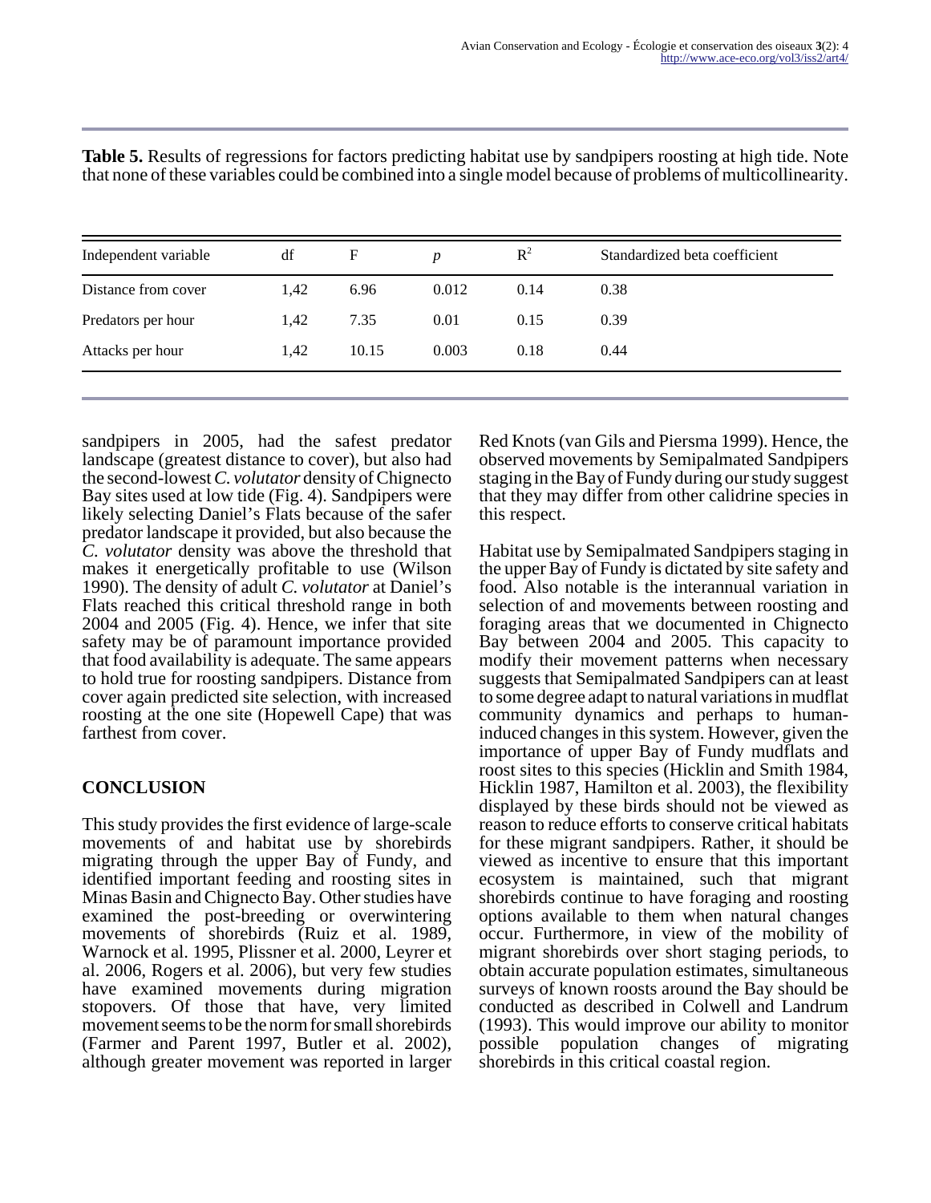**Table 5.** Results of regressions for factors predicting habitat use by sandpipers roosting at high tide. Note that none of these variables could be combined into a single model because of problems of multicollinearity.

| Independent variable | df | F | *p* | $R^2$ | Standardized beta coefficient |
|---|---|---|---|---|---|
| Distance from cover | 1,42 | 6.96 | 0.012 | 0.14 | 0.38 |
| Predators per hour | 1,42 | 7.35 | 0.01 | 0.15 | 0.39 |
| Attacks per hour | 1,42 | 10.15 | 0.003 | 0.18 | 0.44 |

sandpipers in 2005, had the safest predator landscape (greatest distance to cover), but also had the second-lowest *C. volutator* density of Chignecto Bay sites used at low tide (Fig. 4). Sandpipers were likely selecting Daniel's Flats because of the safer predator landscape it provided, but also because the *C. volutator* density was above the threshold that makes it energetically profitable to use (Wilson 1990). The density of adult *C. volutator* at Daniel's Flats reached this critical threshold range in both 2004 and 2005 (Fig. 4). Hence, we infer that site safety may be of paramount importance provided that food availability is adequate. The same appears to hold true for roosting sandpipers. Distance from cover again predicted site selection, with increased roosting at the one site (Hopewell Cape) that was farthest from cover.

## CONCLUSION

This study provides the first evidence of large-scale movements of and habitat use by shorebirds migrating through the upper Bay of Fundy, and identified important feeding and roosting sites in Minas Basin and Chignecto Bay. Other studies have examined the post-breeding or overwintering movements of shorebirds (Ruiz et al. 1989, Warnock et al. 1995, Plissner et al. 2000, Leyrer et al. 2006, Rogers et al. 2006), but very few studies have examined movements during migration stopovers. Of those that have, very limited movement seems to be the norm for small shorebirds (Farmer and Parent 1997, Butler et al. 2002), although greater movement was reported in larger Red Knots (van Gils and Piersma 1999). Hence, the observed movements by Semipalmated Sandpipers staging in the Bay of Fundy during our study suggest that they may differ from other calidrine species in this respect.

Habitat use by Semipalmated Sandpipers staging in the upper Bay of Fundy is dictated by site safety and food. Also notable is the interannual variation in selection of and movements between roosting and foraging areas that we documented in Chignecto Bay between 2004 and 2005. This capacity to modify their movement patterns when necessary suggests that Semipalmated Sandpipers can at least to some degree adapt to natural variations in mudflat community dynamics and perhaps to human-induced changes in this system. However, given the importance of upper Bay of Fundy mudflats and roost sites to this species (Hicklin and Smith 1984, Hicklin 1987, Hamilton et al. 2003), the flexibility displayed by these birds should not be viewed as reason to reduce efforts to conserve critical habitats for these migrant sandpipers. Rather, it should be viewed as incentive to ensure that this important ecosystem is maintained, such that migrant shorebirds continue to have foraging and roosting options available to them when natural changes occur. Furthermore, in view of the mobility of migrant shorebirds over short staging periods, to obtain accurate population estimates, simultaneous surveys of known roosts around the Bay should be conducted as described in Colwell and Landrum (1993). This would improve our ability to monitor possible population changes of migrating shorebirds in this critical coastal region.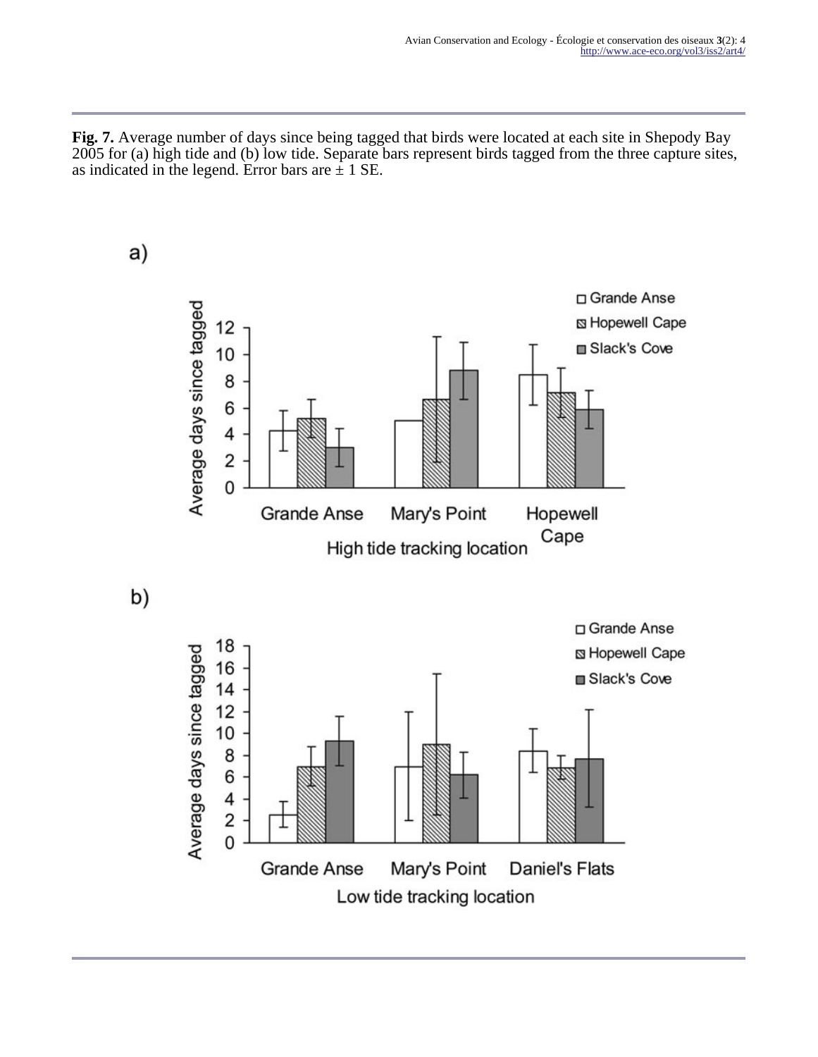**Fig. 7.** Average number of days since being tagged that birds were located at each site in Shepody Bay 2005 for (a) high tide and (b) low tide. Separate bars represent birds tagged from the three capture sites, as indicated in the legend. Error bars are ± 1 SE.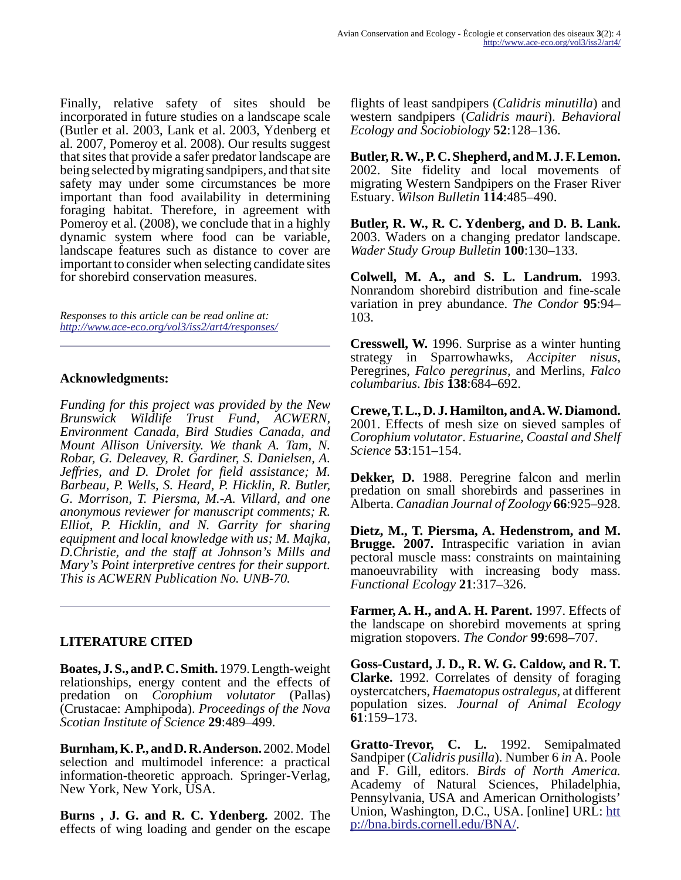Finally, relative safety of sites should be incorporated in future studies on a landscape scale (Butler et al. 2003, Lank et al. 2003, Ydenberg et al. 2007, Pomeroy et al. 2008). Our results suggest that sites that provide a safer predator landscape are being selected by migrating sandpipers, and that site safety may under some circumstances be more important than food availability in determining foraging habitat. Therefore, in agreement with Pomeroy et al. (2008), we conclude that in a highly dynamic system where food can be variable, landscape features such as distance to cover are important to consider when selecting candidate sites for shorebird conservation measures.

*Responses to this article can be read online at:*
*http://www.ace-eco.org/vol3/iss2/art4/responses/*

## Acknowledgments:

*Funding for this project was provided by the New Brunswick Wildlife Trust Fund, ACWERN, Environment Canada, Bird Studies Canada, and Mount Allison University. We thank A. Tam, N. Robar, G. Deleavey, R. Gardiner, S. Danielsen, A. Jeffries, and D. Drolet for field assistance; M. Barbeau, P. Wells, S. Heard, P. Hicklin, R. Butler, G. Morrison, T. Piersma, M.-A. Villard, and one anonymous reviewer for manuscript comments; R. Elliot, P. Hicklin, and N. Garrity for sharing equipment and local knowledge with us; M. Majka, D.Christie, and the staff at Johnson's Mills and Mary's Point interpretive centres for their support. This is ACWERN Publication No. UNB-70.*

## LITERATURE CITED

**Boates, J. S., and P. C. Smith.** 1979. Length-weight relationships, energy content and the effects of predation on *Corophium volutator* (Pallas) (Crustacae: Amphipoda). *Proceedings of the Nova Scotian Institute of Science* **29**:489–499.

**Burnham, K. P., and D. R. Anderson.** 2002. Model selection and multimodel inference: a practical information-theoretic approach. Springer-Verlag, New York, New York, USA.

**Burns , J. G. and R. C. Ydenberg.** 2002. The effects of wing loading and gender on the escape flights of least sandpipers (*Calidris minutilla*) and western sandpipers (*Calidris mauri*). *Behavioral Ecology and Sociobiology* **52**:128–136.

**Butler, R. W., P. C. Shepherd, and M. J. F. Lemon.** 2002. Site fidelity and local movements of migrating Western Sandpipers on the Fraser River Estuary. *Wilson Bulletin* **114**:485–490.

**Butler, R. W., R. C. Ydenberg, and D. B. Lank.** 2003. Waders on a changing predator landscape. *Wader Study Group Bulletin* **100**:130–133.

**Colwell, M. A., and S. L. Landrum.** 1993. Nonrandom shorebird distribution and fine-scale variation in prey abundance. *The Condor* **95**:94–103.

**Cresswell, W.** 1996. Surprise as a winter hunting strategy in Sparrowhawks, *Accipiter nisus*, Peregrines, *Falco peregrinus*, and Merlins, *Falco columbarius*. *Ibis* **138**:684–692.

**Crewe, T. L., D. J. Hamilton, and A. W. Diamond.** 2001. Effects of mesh size on sieved samples of *Corophium volutator*. *Estuarine, Coastal and Shelf Science* **53**:151–154.

**Dekker, D.** 1988. Peregrine falcon and merlin predation on small shorebirds and passerines in Alberta. *Canadian Journal of Zoology* **66**:925–928.

**Dietz, M., T. Piersma, A. Hedenstrom, and M. Brugge. 2007.** Intraspecific variation in avian pectoral muscle mass: constraints on maintaining manoeuvrability with increasing body mass. *Functional Ecology* **21**:317–326.

**Farmer, A. H., and A. H. Parent.** 1997. Effects of the landscape on shorebird movements at spring migration stopovers. *The Condor* **99**:698–707.

**Goss-Custard, J. D., R. W. G. Caldow, and R. T. Clarke.** 1992. Correlates of density of foraging oystercatchers, *Haematopus ostralegus*, at different population sizes. *Journal of Animal Ecology* **61**:159–173.

**Gratto-Trevor, C. L.** 1992. Semipalmated Sandpiper (*Calidris pusilla*). Number 6 *in* A. Poole and F. Gill, editors. *Birds of North America.* Academy of Natural Sciences, Philadelphia, Pennsylvania, USA and American Ornithologists' Union, Washington, D.C., USA. [online] URL: http://bna.birds.cornell.edu/BNA/.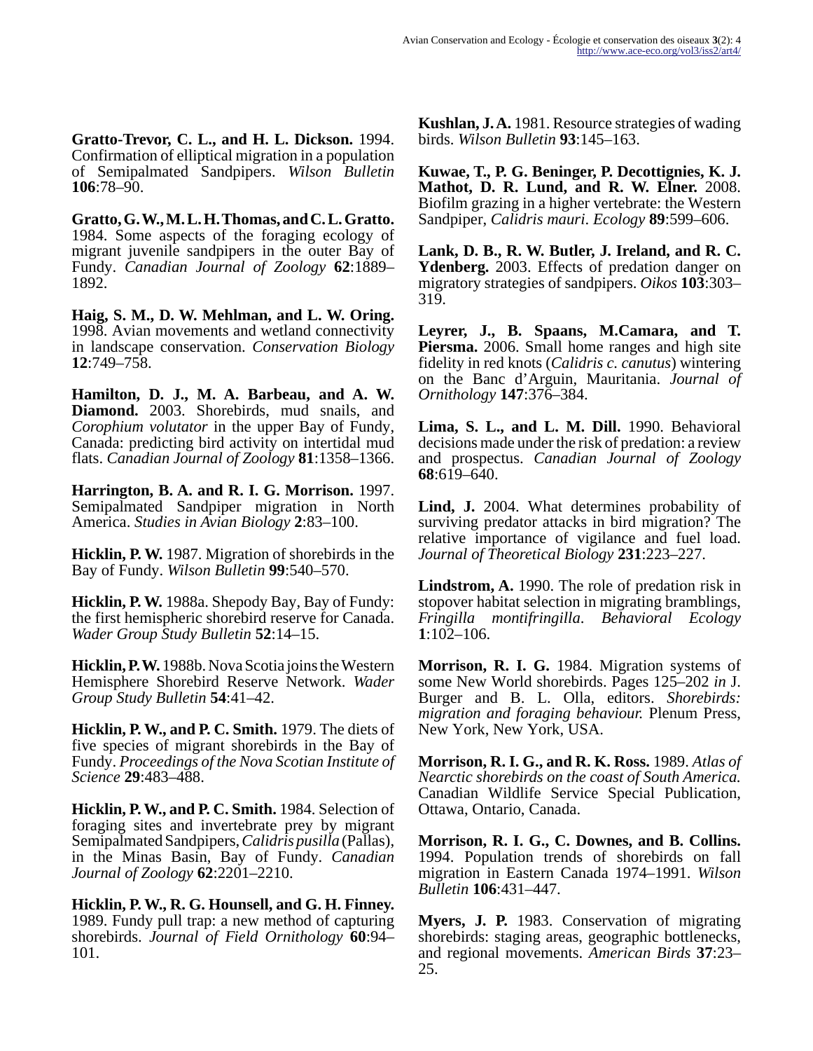**Gratto-Trevor, C. L., and H. L. Dickson.** 1994. Confirmation of elliptical migration in a population of Semipalmated Sandpipers. *Wilson Bulletin* **106**:78–90.

**Gratto, G. W., M. L. H. Thomas, and C. L. Gratto.** 1984. Some aspects of the foraging ecology of migrant juvenile sandpipers in the outer Bay of Fundy. *Canadian Journal of Zoology* **62**:1889–1892.

**Haig, S. M., D. W. Mehlman, and L. W. Oring.** 1998. Avian movements and wetland connectivity in landscape conservation. *Conservation Biology* **12**:749–758.

**Hamilton, D. J., M. A. Barbeau, and A. W. Diamond.** 2003. Shorebirds, mud snails, and *Corophium volutator* in the upper Bay of Fundy, Canada: predicting bird activity on intertidal mud flats. *Canadian Journal of Zoology* **81**:1358–1366.

**Harrington, B. A. and R. I. G. Morrison.** 1997. Semipalmated Sandpiper migration in North America. *Studies in Avian Biology* **2**:83–100.

**Hicklin, P. W.** 1987. Migration of shorebirds in the Bay of Fundy. *Wilson Bulletin* **99**:540–570.

**Hicklin, P. W.** 1988a. Shepody Bay, Bay of Fundy: the first hemispheric shorebird reserve for Canada. *Wader Group Study Bulletin* **52**:14–15.

**Hicklin, P. W.** 1988b. Nova Scotia joins the Western Hemisphere Shorebird Reserve Network. *Wader Group Study Bulletin* **54**:41–42.

**Hicklin, P. W., and P. C. Smith.** 1979. The diets of five species of migrant shorebirds in the Bay of Fundy. *Proceedings of the Nova Scotian Institute of Science* **29**:483–488.

**Hicklin, P. W., and P. C. Smith.** 1984. Selection of foraging sites and invertebrate prey by migrant Semipalmated Sandpipers, *Calidris pusilla* (Pallas), in the Minas Basin, Bay of Fundy. *Canadian Journal of Zoology* **62**:2201–2210.

**Hicklin, P. W., R. G. Hounsell, and G. H. Finney.** 1989. Fundy pull trap: a new method of capturing shorebirds. *Journal of Field Ornithology* **60**:94–101.

**Kushlan, J. A.** 1981. Resource strategies of wading birds. *Wilson Bulletin* **93**:145–163.

**Kuwae, T., P. G. Beninger, P. Decottignies, K. J. Mathot, D. R. Lund, and R. W. Elner.** 2008. Biofilm grazing in a higher vertebrate: the Western Sandpiper, *Calidris mauri*. *Ecology* **89**:599–606.

**Lank, D. B., R. W. Butler, J. Ireland, and R. C. Ydenberg.** 2003. Effects of predation danger on migratory strategies of sandpipers. *Oikos* **103**:303–319.

**Leyrer, J., B. Spaans, M.Camara, and T. Piersma.** 2006. Small home ranges and high site fidelity in red knots (*Calidris c. canutus*) wintering on the Banc d'Arguin, Mauritania. *Journal of Ornithology* **147**:376–384.

**Lima, S. L., and L. M. Dill.** 1990. Behavioral decisions made under the risk of predation: a review and prospectus. *Canadian Journal of Zoology* **68**:619–640.

**Lind, J.** 2004. What determines probability of surviving predator attacks in bird migration? The relative importance of vigilance and fuel load. *Journal of Theoretical Biology* **231**:223–227.

**Lindstrom, A.** 1990. The role of predation risk in stopover habitat selection in migrating bramblings, *Fringilla montifringilla*. *Behavioral Ecology* **1**:102–106.

**Morrison, R. I. G.** 1984. Migration systems of some New World shorebirds. Pages 125–202 *in* J. Burger and B. L. Olla, editors. *Shorebirds: migration and foraging behaviour.* Plenum Press, New York, New York, USA.

**Morrison, R. I. G., and R. K. Ross.** 1989. *Atlas of Nearctic shorebirds on the coast of South America.* Canadian Wildlife Service Special Publication, Ottawa, Ontario, Canada.

**Morrison, R. I. G., C. Downes, and B. Collins.** 1994. Population trends of shorebirds on fall migration in Eastern Canada 1974–1991. *Wilson Bulletin* **106**:431–447.

**Myers, J. P.** 1983. Conservation of migrating shorebirds: staging areas, geographic bottlenecks, and regional movements. *American Birds* **37**:23–25.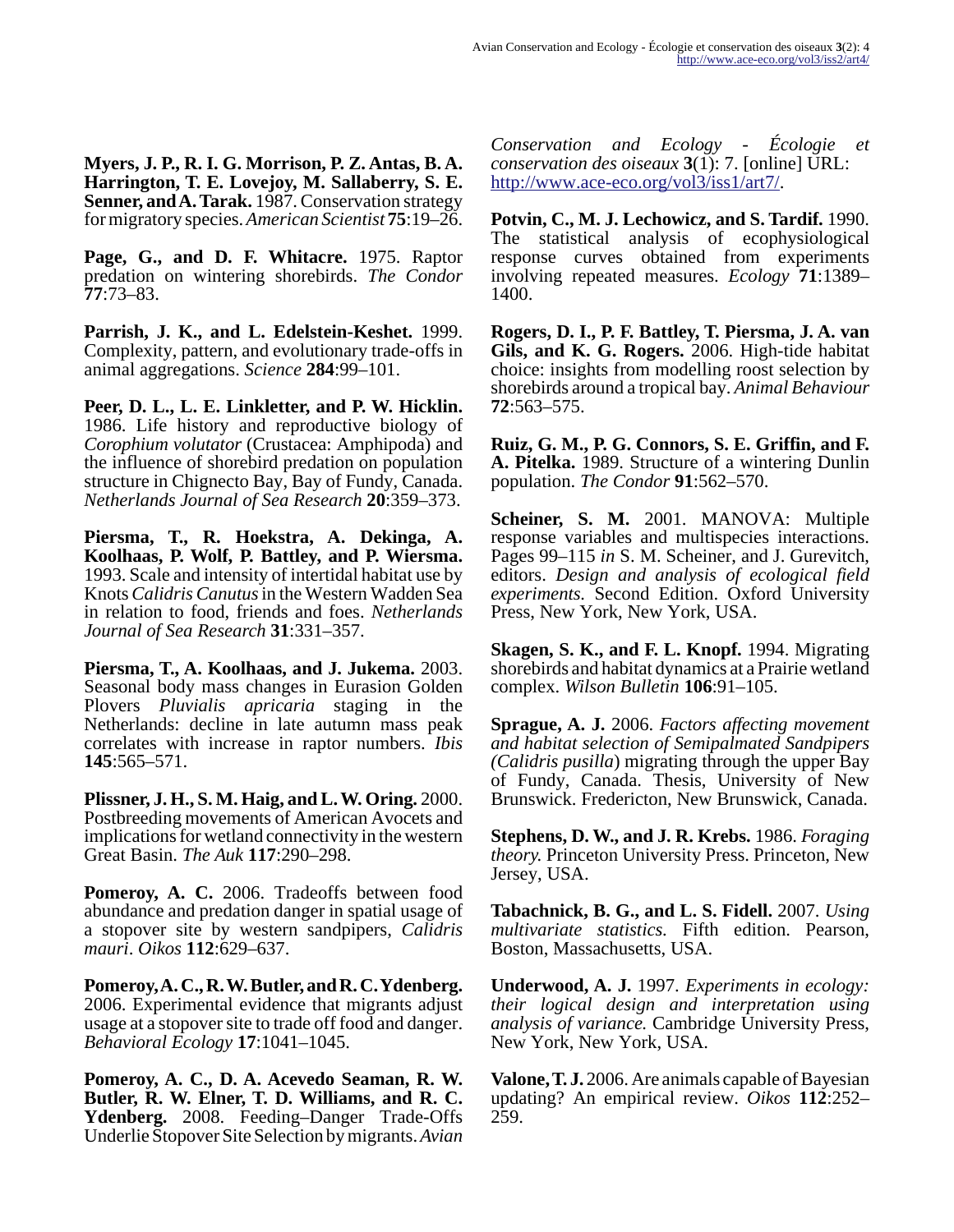**Myers, J. P., R. I. G. Morrison, P. Z. Antas, B. A. Harrington, T. E. Lovejoy, M. Sallaberry, S. E. Senner, and A. Tarak.** 1987. Conservation strategy for migratory species. *American Scientist* **75**:19–26.

**Page, G., and D. F. Whitacre.** 1975. Raptor predation on wintering shorebirds. *The Condor* **77**:73–83.

**Parrish, J. K., and L. Edelstein-Keshet.** 1999. Complexity, pattern, and evolutionary trade-offs in animal aggregations. *Science* **284**:99–101.

**Peer, D. L., L. E. Linkletter, and P. W. Hicklin.** 1986. Life history and reproductive biology of *Corophium volutator* (Crustacea: Amphipoda) and the influence of shorebird predation on population structure in Chignecto Bay, Bay of Fundy, Canada. *Netherlands Journal of Sea Research* **20**:359–373.

**Piersma, T., R. Hoekstra, A. Dekinga, A. Koolhaas, P. Wolf, P. Battley, and P. Wiersma.** 1993. Scale and intensity of intertidal habitat use by Knots *Calidris Canutus* in the Western Wadden Sea in relation to food, friends and foes. *Netherlands Journal of Sea Research* **31**:331–357.

**Piersma, T., A. Koolhaas, and J. Jukema.** 2003. Seasonal body mass changes in Eurasion Golden Plovers *Pluvialis apricaria* staging in the Netherlands: decline in late autumn mass peak correlates with increase in raptor numbers. *Ibis* **145**:565–571.

**Plissner, J. H., S. M. Haig, and L. W. Oring.** 2000. Postbreeding movements of American Avocets and implications for wetland connectivity in the western Great Basin. *The Auk* **117**:290–298.

**Pomeroy, A. C.** 2006. Tradeoffs between food abundance and predation danger in spatial usage of a stopover site by western sandpipers, *Calidris mauri*. *Oikos* **112**:629–637.

**Pomeroy, A. C., R. W. Butler, and R. C. Ydenberg.** 2006. Experimental evidence that migrants adjust usage at a stopover site to trade off food and danger. *Behavioral Ecology* **17**:1041–1045.

**Pomeroy, A. C., D. A. Acevedo Seaman, R. W. Butler, R. W. Elner, T. D. Williams, and R. C. Ydenberg.** 2008. Feeding–Danger Trade-Offs Underlie Stopover Site Selection by migrants. *Avian Conservation and Ecology - Écologie et conservation des oiseaux* **3**(1): 7. [online] URL: http://www.ace-eco.org/vol3/iss1/art7/.

**Potvin, C., M. J. Lechowicz, and S. Tardif.** 1990. The statistical analysis of ecophysiological response curves obtained from experiments involving repeated measures. *Ecology* **71**:1389–1400.

**Rogers, D. I., P. F. Battley, T. Piersma, J. A. van Gils, and K. G. Rogers.** 2006. High-tide habitat choice: insights from modelling roost selection by shorebirds around a tropical bay. *Animal Behaviour* **72**:563–575.

**Ruiz, G. M., P. G. Connors, S. E. Griffin, and F. A. Pitelka.** 1989. Structure of a wintering Dunlin population. *The Condor* **91**:562–570.

**Scheiner, S. M.** 2001. MANOVA: Multiple response variables and multispecies interactions. Pages 99–115 *in* S. M. Scheiner, and J. Gurevitch, editors. *Design and analysis of ecological field experiments.* Second Edition. Oxford University Press, New York, New York, USA.

**Skagen, S. K., and F. L. Knopf.** 1994. Migrating shorebirds and habitat dynamics at a Prairie wetland complex. *Wilson Bulletin* **106**:91–105.

**Sprague, A. J.** 2006. *Factors affecting movement and habitat selection of Semipalmated Sandpipers (Calidris pusilla*) migrating through the upper Bay of Fundy, Canada. Thesis, University of New Brunswick. Fredericton, New Brunswick, Canada.

**Stephens, D. W., and J. R. Krebs.** 1986. *Foraging theory.* Princeton University Press. Princeton, New Jersey, USA.

**Tabachnick, B. G., and L. S. Fidell.** 2007. *Using multivariate statistics.* Fifth edition. Pearson, Boston, Massachusetts, USA.

**Underwood, A. J.** 1997. *Experiments in ecology: their logical design and interpretation using analysis of variance.* Cambridge University Press, New York, New York, USA.

**Valone, T. J.** 2006. Are animals capable of Bayesian updating? An empirical review. *Oikos* **112**:252–259.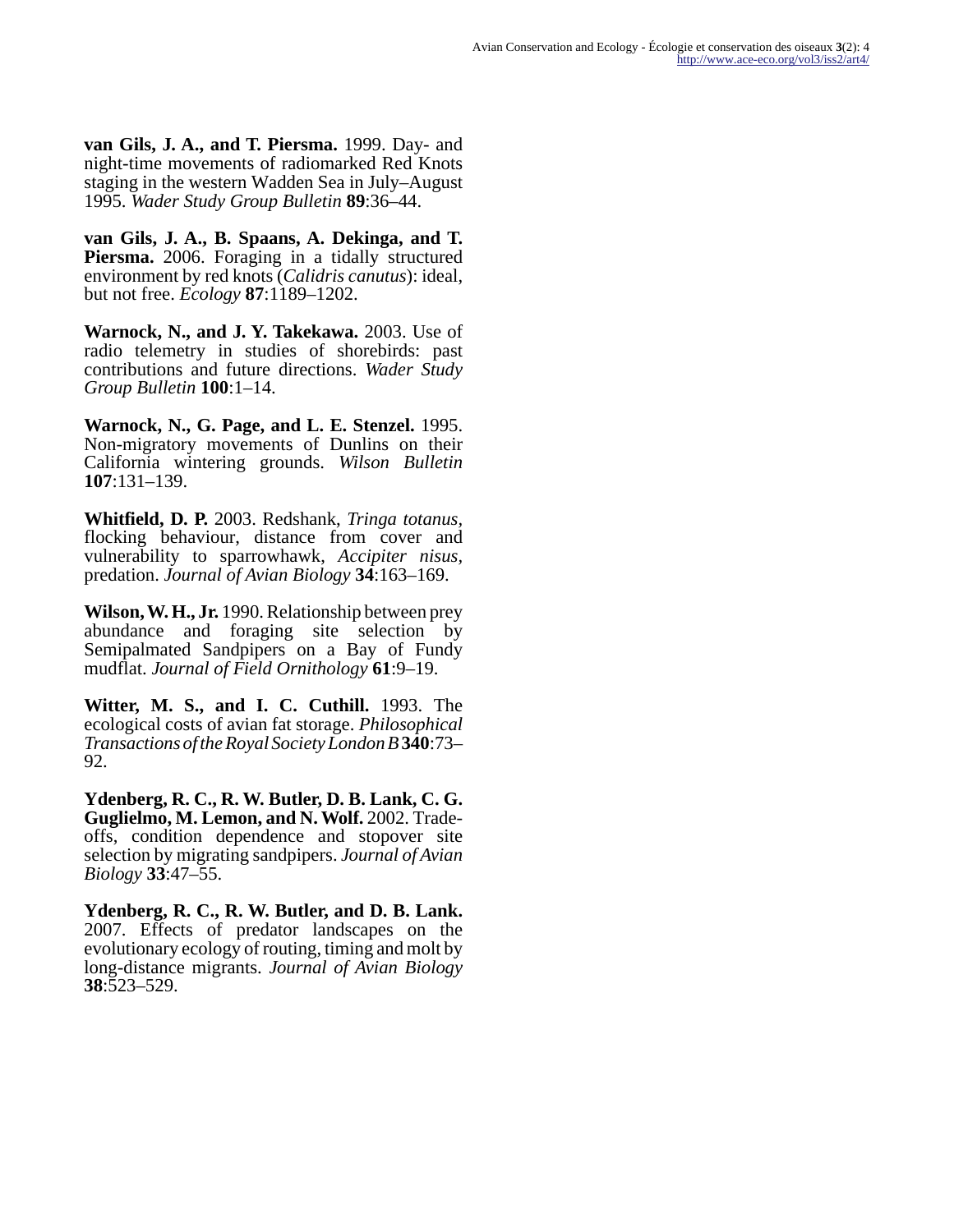**van Gils, J. A., and T. Piersma.** 1999. Day- and night-time movements of radiomarked Red Knots staging in the western Wadden Sea in July–August 1995. *Wader Study Group Bulletin* **89**:36–44.

**van Gils, J. A., B. Spaans, A. Dekinga, and T. Piersma.** 2006. Foraging in a tidally structured environment by red knots (*Calidris canutus*): ideal, but not free. *Ecology* **87**:1189–1202.

**Warnock, N., and J. Y. Takekawa.** 2003. Use of radio telemetry in studies of shorebirds: past contributions and future directions. *Wader Study Group Bulletin* **100**:1–14.

**Warnock, N., G. Page, and L. E. Stenzel.** 1995. Non-migratory movements of Dunlins on their California wintering grounds. *Wilson Bulletin* **107**:131–139.

**Whitfield, D. P.** 2003. Redshank, *Tringa totanus*, flocking behaviour, distance from cover and vulnerability to sparrowhawk, *Accipiter nisus*, predation. *Journal of Avian Biology* **34**:163–169.

**Wilson, W. H., Jr.** 1990. Relationship between prey abundance and foraging site selection by Semipalmated Sandpipers on a Bay of Fundy mudflat. *Journal of Field Ornithology* **61**:9–19.

**Witter, M. S., and I. C. Cuthill.** 1993. The ecological costs of avian fat storage. *Philosophical Transactions of the Royal Society London B* **340**:73–92.

**Ydenberg, R. C., R. W. Butler, D. B. Lank, C. G. Guglielmo, M. Lemon, and N. Wolf.** 2002. Trade-offs, condition dependence and stopover site selection by migrating sandpipers. *Journal of Avian Biology* **33**:47–55.

**Ydenberg, R. C., R. W. Butler, and D. B. Lank.** 2007. Effects of predator landscapes on the evolutionary ecology of routing, timing and molt by long-distance migrants. *Journal of Avian Biology* **38**:523–529.